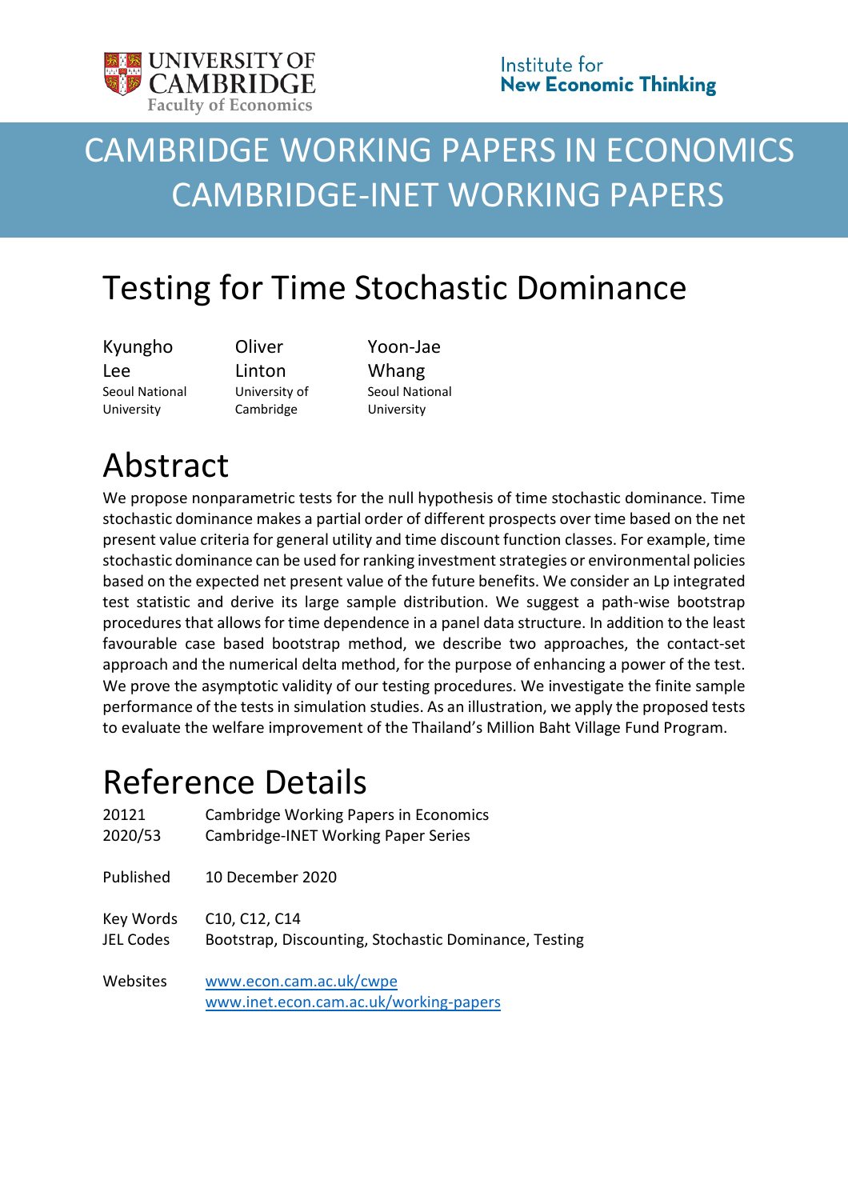# CAMBRIDGE WORKING PAPERS IN ECONOMICS
# CAMBRIDGE-INET WORKING PAPERS

# Testing for Time Stochastic Dominance

| Kyungho Lee | Oliver Linton | Yoon-Jae Whang |
|---|---|---|
| Seoul National University | University of Cambridge | Seoul National University |

## Abstract

We propose nonparametric tests for the null hypothesis of time stochastic dominance. Time stochastic dominance makes a partial order of different prospects over time based on the net present value criteria for general utility and time discount function classes. For example, time stochastic dominance can be used for ranking investment strategies or environmental policies based on the expected net present value of the future benefits. We consider an Lp integrated test statistic and derive its large sample distribution. We suggest a path-wise bootstrap procedures that allows for time dependence in a panel data structure. In addition to the least favourable case based bootstrap method, we describe two approaches, the contact-set approach and the numerical delta method, for the purpose of enhancing a power of the test. We prove the asymptotic validity of our testing procedures. We investigate the finite sample performance of the tests in simulation studies. As an illustration, we apply the proposed tests to evaluate the welfare improvement of the Thailand's Million Baht Village Fund Program.

## Reference Details

| | |
|---|---|
| 20121 | Cambridge Working Papers in Economics |
| 2020/53 | Cambridge-INET Working Paper Series |
| Published | 10 December 2020 |
| Key Words | C10, C12, C14 |
| JEL Codes | Bootstrap, Discounting, Stochastic Dominance, Testing |
| Websites | www.econ.cam.ac.uk/cwpe |
| | www.inet.econ.cam.ac.uk/working-papers |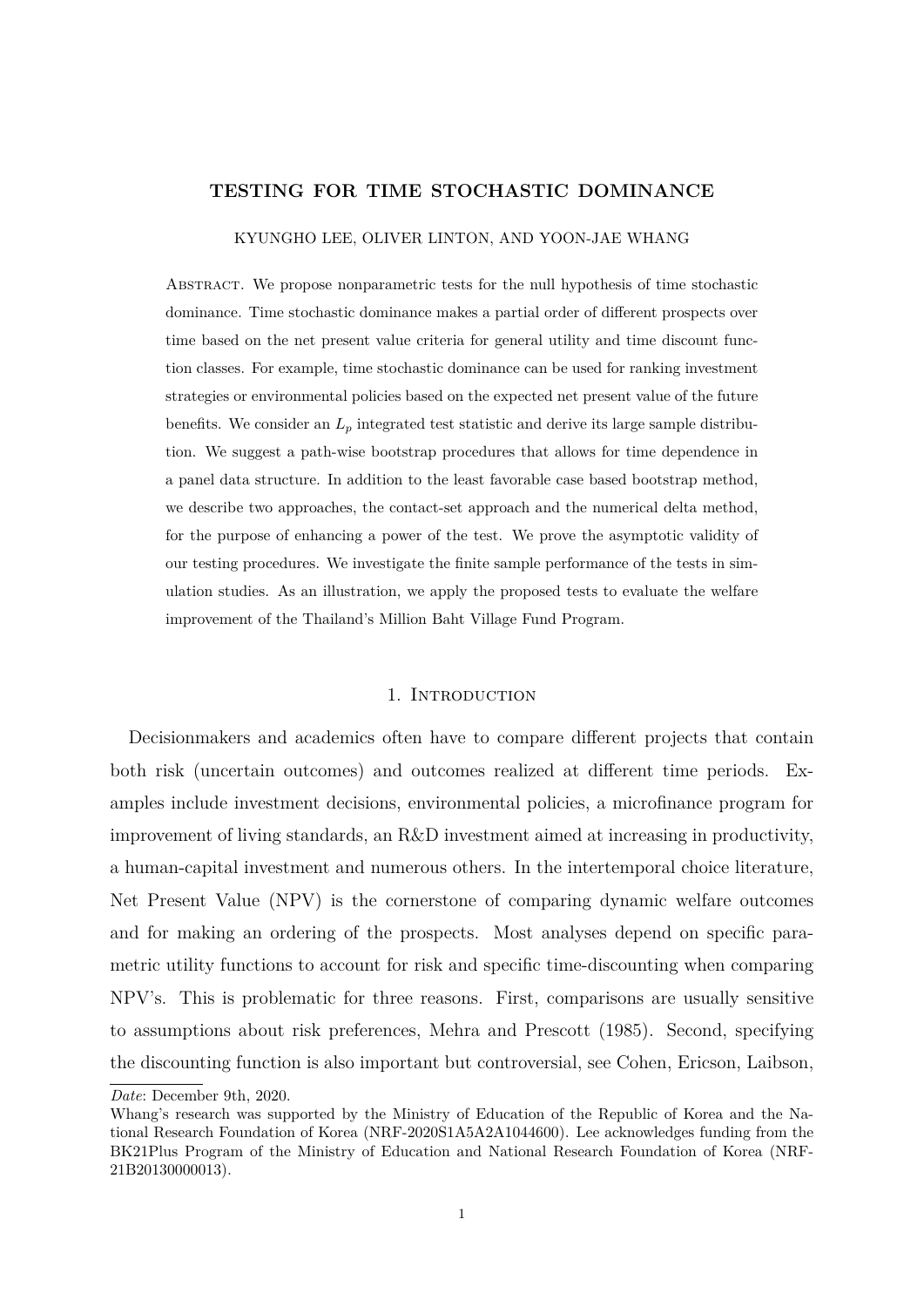# TESTING FOR TIME STOCHASTIC DOMINANCE

KYUNGHO LEE, OLIVER LINTON, AND YOON-JAE WHANG

Abstract. We propose nonparametric tests for the null hypothesis of time stochastic dominance. Time stochastic dominance makes a partial order of different prospects over time based on the net present value criteria for general utility and time discount function classes. For example, time stochastic dominance can be used for ranking investment strategies or environmental policies based on the expected net present value of the future benefits. We consider an $L_p$ integrated test statistic and derive its large sample distribution. We suggest a path-wise bootstrap procedures that allows for time dependence in a panel data structure. In addition to the least favorable case based bootstrap method, we describe two approaches, the contact-set approach and the numerical delta method, for the purpose of enhancing a power of the test. We prove the asymptotic validity of our testing procedures. We investigate the finite sample performance of the tests in simulation studies. As an illustration, we apply the proposed tests to evaluate the welfare improvement of the Thailand's Million Baht Village Fund Program.

## 1. Introduction

Decisionmakers and academics often have to compare different projects that contain both risk (uncertain outcomes) and outcomes realized at different time periods. Examples include investment decisions, environmental policies, a microfinance program for improvement of living standards, an R&D investment aimed at increasing in productivity, a human-capital investment and numerous others. In the intertemporal choice literature, Net Present Value (NPV) is the cornerstone of comparing dynamic welfare outcomes and for making an ordering of the prospects. Most analyses depend on specific parametric utility functions to account for risk and specific time-discounting when comparing NPV's. This is problematic for three reasons. First, comparisons are usually sensitive to assumptions about risk preferences, Mehra and Prescott (1985). Second, specifying the discounting function is also important but controversial, see Cohen, Ericson, Laibson,

*Date*: December 9th, 2020.

Whang's research was supported by the Ministry of Education of the Republic of Korea and the National Research Foundation of Korea (NRF-2020S1A5A2A1044600). Lee acknowledges funding from the BK21Plus Program of the Ministry of Education and National Research Foundation of Korea (NRF-21B20130000013).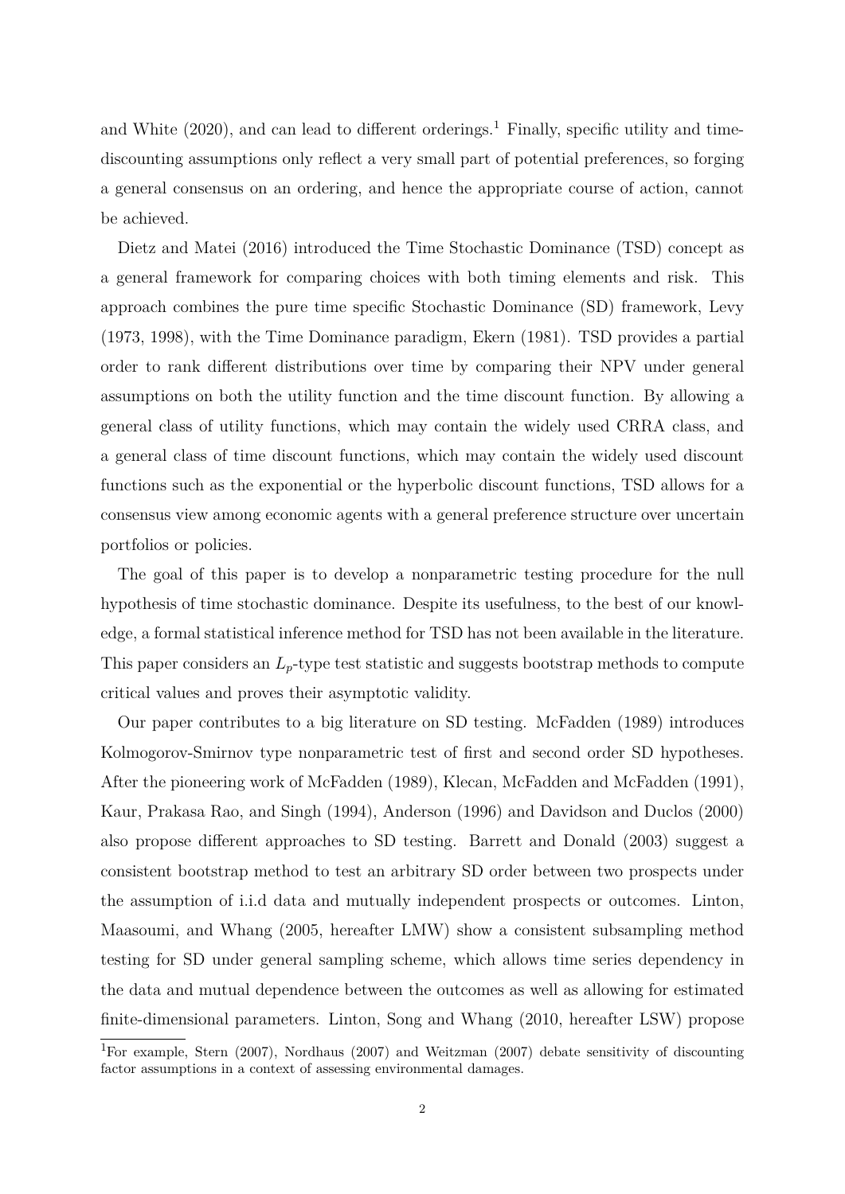and White (2020), and can lead to different orderings.[1] Finally, specific utility and time-discounting assumptions only reflect a very small part of potential preferences, so forging a general consensus on an ordering, and hence the appropriate course of action, cannot be achieved.

Dietz and Matei (2016) introduced the Time Stochastic Dominance (TSD) concept as a general framework for comparing choices with both timing elements and risk. This approach combines the pure time specific Stochastic Dominance (SD) framework, Levy (1973, 1998), with the Time Dominance paradigm, Ekern (1981). TSD provides a partial order to rank different distributions over time by comparing their NPV under general assumptions on both the utility function and the time discount function. By allowing a general class of utility functions, which may contain the widely used CRRA class, and a general class of time discount functions, which may contain the widely used discount functions such as the exponential or the hyperbolic discount functions, TSD allows for a consensus view among economic agents with a general preference structure over uncertain portfolios or policies.

The goal of this paper is to develop a nonparametric testing procedure for the null hypothesis of time stochastic dominance. Despite its usefulness, to the best of our knowledge, a formal statistical inference method for TSD has not been available in the literature. This paper considers an $L_p$-type test statistic and suggests bootstrap methods to compute critical values and proves their asymptotic validity.

Our paper contributes to a big literature on SD testing. McFadden (1989) introduces Kolmogorov-Smirnov type nonparametric test of first and second order SD hypotheses. After the pioneering work of McFadden (1989), Klecan, McFadden and McFadden (1991), Kaur, Prakasa Rao, and Singh (1994), Anderson (1996) and Davidson and Duclos (2000) also propose different approaches to SD testing. Barrett and Donald (2003) suggest a consistent bootstrap method to test an arbitrary SD order between two prospects under the assumption of i.i.d data and mutually independent prospects or outcomes. Linton, Maasoumi, and Whang (2005, hereafter LMW) show a consistent subsampling method testing for SD under general sampling scheme, which allows time series dependency in the data and mutual dependence between the outcomes as well as allowing for estimated finite-dimensional parameters. Linton, Song and Whang (2010, hereafter LSW) propose

[1] For example, Stern (2007), Nordhaus (2007) and Weitzman (2007) debate sensitivity of discounting factor assumptions in a context of assessing environmental damages.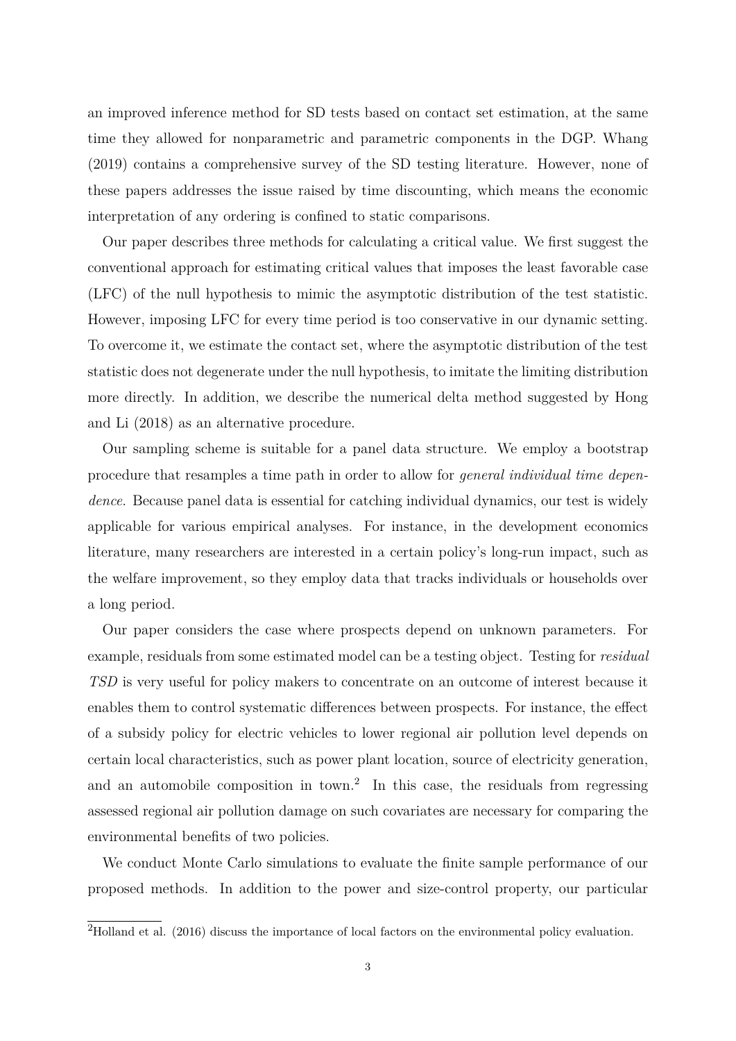an improved inference method for SD tests based on contact set estimation, at the same time they allowed for nonparametric and parametric components in the DGP. Whang (2019) contains a comprehensive survey of the SD testing literature. However, none of these papers addresses the issue raised by time discounting, which means the economic interpretation of any ordering is confined to static comparisons.

Our paper describes three methods for calculating a critical value. We first suggest the conventional approach for estimating critical values that imposes the least favorable case (LFC) of the null hypothesis to mimic the asymptotic distribution of the test statistic. However, imposing LFC for every time period is too conservative in our dynamic setting. To overcome it, we estimate the contact set, where the asymptotic distribution of the test statistic does not degenerate under the null hypothesis, to imitate the limiting distribution more directly. In addition, we describe the numerical delta method suggested by Hong and Li (2018) as an alternative procedure.

Our sampling scheme is suitable for a panel data structure. We employ a bootstrap procedure that resamples a time path in order to allow for *general individual time dependence*. Because panel data is essential for catching individual dynamics, our test is widely applicable for various empirical analyses. For instance, in the development economics literature, many researchers are interested in a certain policy's long-run impact, such as the welfare improvement, so they employ data that tracks individuals or households over a long period.

Our paper considers the case where prospects depend on unknown parameters. For example, residuals from some estimated model can be a testing object. Testing for *residual TSD* is very useful for policy makers to concentrate on an outcome of interest because it enables them to control systematic differences between prospects. For instance, the effect of a subsidy policy for electric vehicles to lower regional air pollution level depends on certain local characteristics, such as power plant location, source of electricity generation, and an automobile composition in town.[2] In this case, the residuals from regressing assessed regional air pollution damage on such covariates are necessary for comparing the environmental benefits of two policies.

We conduct Monte Carlo simulations to evaluate the finite sample performance of our proposed methods. In addition to the power and size-control property, our particular

[2] Holland et al. (2016) discuss the importance of local factors on the environmental policy evaluation.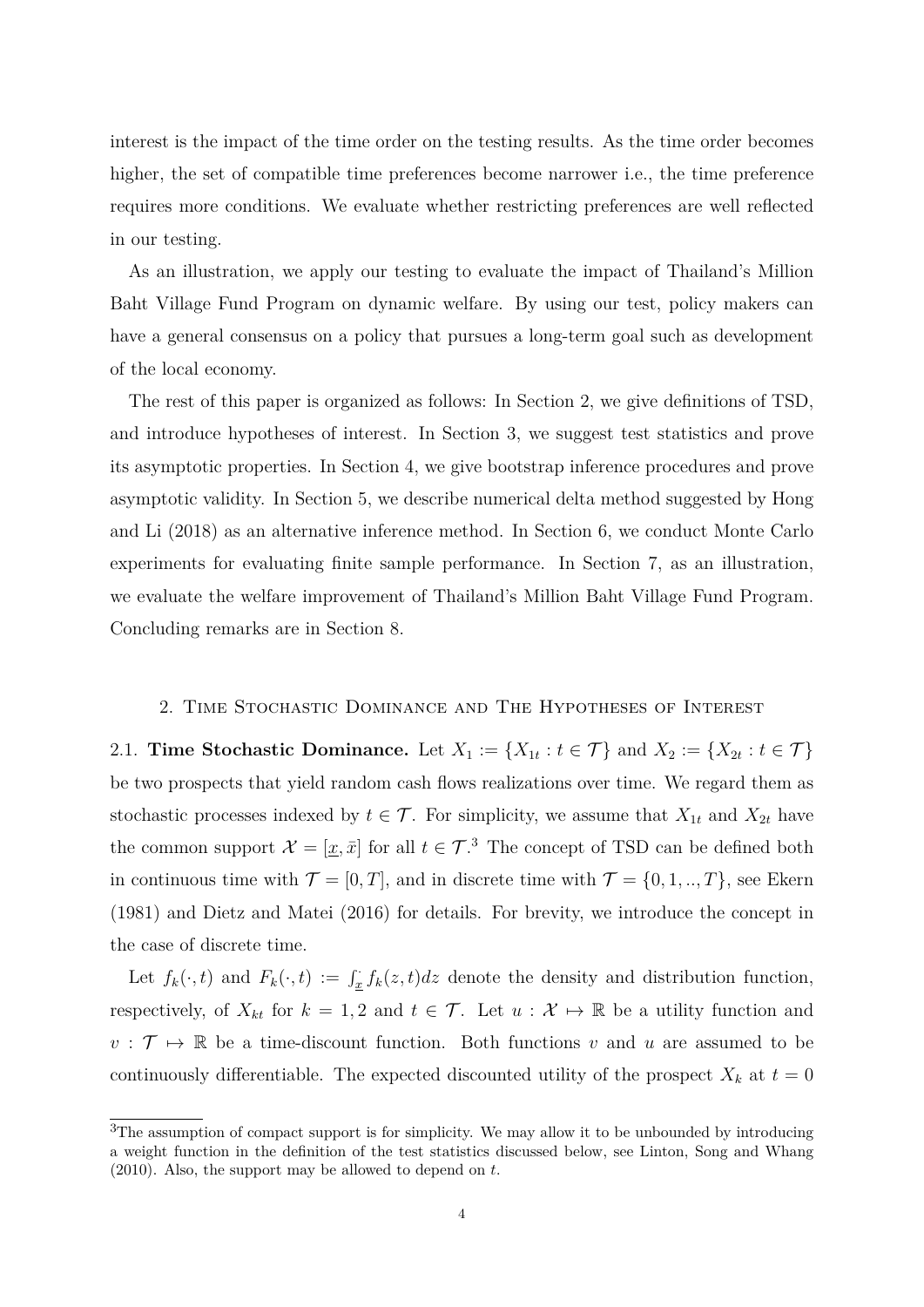interest is the impact of the time order on the testing results. As the time order becomes higher, the set of compatible time preferences become narrower i.e., the time preference requires more conditions. We evaluate whether restricting preferences are well reflected in our testing.

As an illustration, we apply our testing to evaluate the impact of Thailand's Million Baht Village Fund Program on dynamic welfare. By using our test, policy makers can have a general consensus on a policy that pursues a long-term goal such as development of the local economy.

The rest of this paper is organized as follows: In Section 2, we give definitions of TSD, and introduce hypotheses of interest. In Section 3, we suggest test statistics and prove its asymptotic properties. In Section 4, we give bootstrap inference procedures and prove asymptotic validity. In Section 5, we describe numerical delta method suggested by Hong and Li (2018) as an alternative inference method. In Section 6, we conduct Monte Carlo experiments for evaluating finite sample performance. In Section 7, as an illustration, we evaluate the welfare improvement of Thailand's Million Baht Village Fund Program. Concluding remarks are in Section 8.

## 2. Time Stochastic Dominance and The Hypotheses of Interest

2.1. **Time Stochastic Dominance.** Let $X_1 := \{X_{1t} : t \in \mathcal{T}\}$ and $X_2 := \{X_{2t} : t \in \mathcal{T}\}$ be two prospects that yield random cash flows realizations over time. We regard them as stochastic processes indexed by $t \in \mathcal{T}$. For simplicity, we assume that $X_{1t}$ and $X_{2t}$ have the common support $\mathcal{X} = [\underline{x}, \bar{x}]$ for all $t \in \mathcal{T}$.[3] The concept of TSD can be defined both in continuous time with $\mathcal{T} = [0, T]$, and in discrete time with $\mathcal{T} = \{0, 1, .., T\}$, see Ekern (1981) and Dietz and Matei (2016) for details. For brevity, we introduce the concept in the case of discrete time.

Let $f_k(\cdot, t)$ and $F_k(\cdot, t) := \int_{\underline{x}}^{\cdot} f_k(z, t)dz$ denote the density and distribution function, respectively, of $X_{kt}$ for $k = 1, 2$ and $t \in \mathcal{T}$. Let $u : \mathcal{X} \mapsto \mathbb{R}$ be a utility function and $v : \mathcal{T} \mapsto \mathbb{R}$ be a time-discount function. Both functions $v$ and $u$ are assumed to be continuously differentiable. The expected discounted utility of the prospect $X_k$ at $t = 0$

[3] The assumption of compact support is for simplicity. We may allow it to be unbounded by introducing a weight function in the definition of the test statistics discussed below, see Linton, Song and Whang (2010). Also, the support may be allowed to depend on $t$.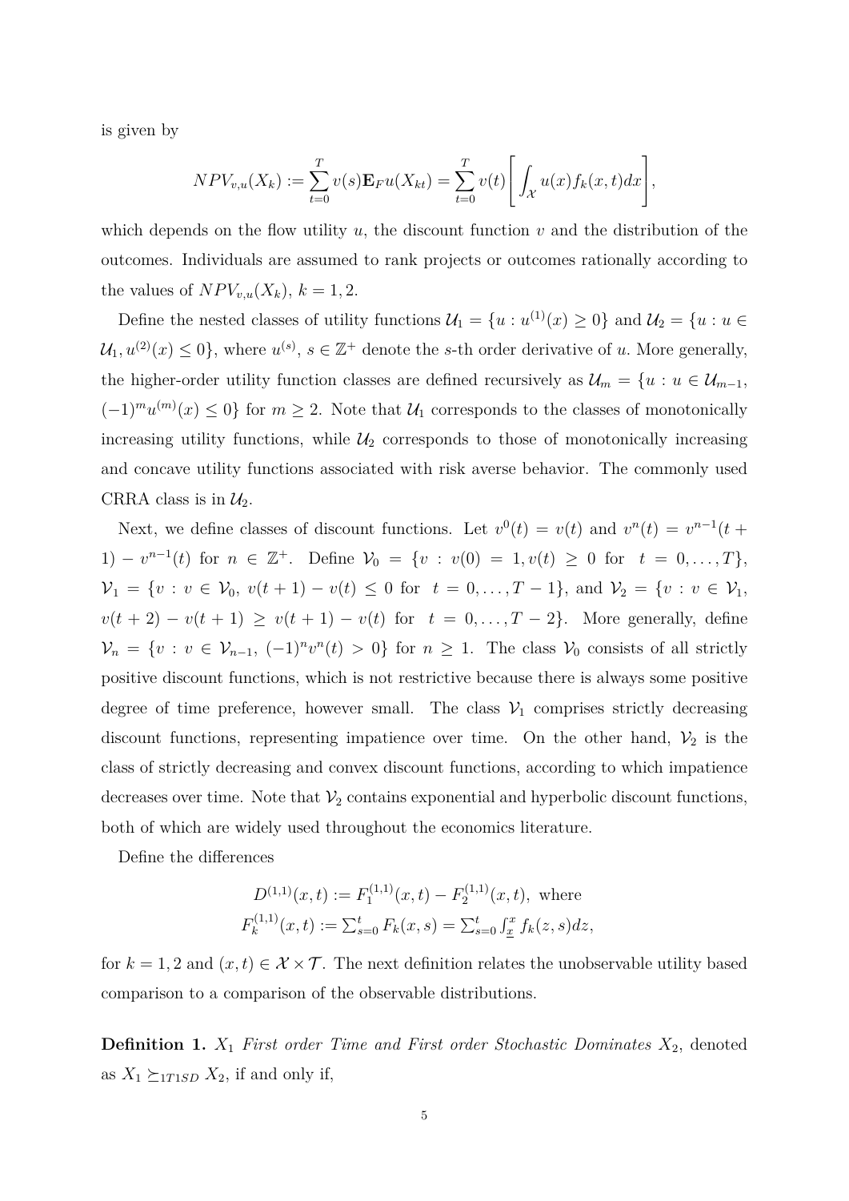is given by

$$NPV_{v,u}(X_k) := \sum_{t=0}^{T} v(s)\mathbf{E}_F u(X_{kt}) = \sum_{t=0}^{T} v(t)\left[\int_{\mathcal{X}} u(x) f_k(x,t)dx\right],$$

which depends on the flow utility $u$, the discount function $v$ and the distribution of the outcomes. Individuals are assumed to rank projects or outcomes rationally according to the values of $NPV_{v,u}(X_k)$, $k = 1, 2$.

Define the nested classes of utility functions $\mathcal{U}_1 = \{u : u^{(1)}(x) \geq 0\}$ and $\mathcal{U}_2 = \{u : u \in \mathcal{U}_1, u^{(2)}(x) \leq 0\}$, where $u^{(s)}$, $s \in \mathbb{Z}^+$ denote the $s$-th order derivative of $u$. More generally, the higher-order utility function classes are defined recursively as $\mathcal{U}_m = \{u : u \in \mathcal{U}_{m-1}, (-1)^m u^{(m)}(x) \leq 0\}$ for $m \geq 2$. Note that $\mathcal{U}_1$ corresponds to the classes of monotonically increasing utility functions, while $\mathcal{U}_2$ corresponds to those of monotonically increasing and concave utility functions associated with risk averse behavior. The commonly used CRRA class is in $\mathcal{U}_2$.

Next, we define classes of discount functions. Let $v^0(t) = v(t)$ and $v^n(t) = v^{n-1}(t+1) - v^{n-1}(t)$ for $n \in \mathbb{Z}^+$. Define $\mathcal{V}_0 = \{v : v(0) = 1, v(t) \geq 0 \text{ for } t = 0, \ldots, T\}$, $\mathcal{V}_1 = \{v : v \in \mathcal{V}_0, v(t+1) - v(t) \leq 0 \text{ for } t = 0, \ldots, T-1\}$, and $\mathcal{V}_2 = \{v : v \in \mathcal{V}_1, v(t+2) - v(t+1) \geq v(t+1) - v(t) \text{ for } t = 0, \ldots, T-2\}$. More generally, define $\mathcal{V}_n = \{v : v \in \mathcal{V}_{n-1}, (-1)^n v^n(t) > 0\}$ for $n \geq 1$. The class $\mathcal{V}_0$ consists of all strictly positive discount functions, which is not restrictive because there is always some positive degree of time preference, however small. The class $\mathcal{V}_1$ comprises strictly decreasing discount functions, representing impatience over time. On the other hand, $\mathcal{V}_2$ is the class of strictly decreasing and convex discount functions, according to which impatience decreases over time. Note that $\mathcal{V}_2$ contains exponential and hyperbolic discount functions, both of which are widely used throughout the economics literature.

Define the differences

$$D^{(1,1)}(x,t) := F_1^{(1,1)}(x,t) - F_2^{(1,1)}(x,t), \text{ where}$$
$$F_k^{(1,1)}(x,t) := \textstyle\sum_{s=0}^{t} F_k(x,s) = \sum_{s=0}^{t} \int_{\underline{x}}^{x} f_k(z,s)dz,$$

for $k = 1, 2$ and $(x,t) \in \mathcal{X} \times \mathcal{T}$. The next definition relates the unobservable utility based comparison to a comparison of the observable distributions.

**Definition 1.** $X_1$ *First order Time and First order Stochastic Dominates* $X_2$, denoted as $X_1 \succeq_{1T1SD} X_2$, if and only if,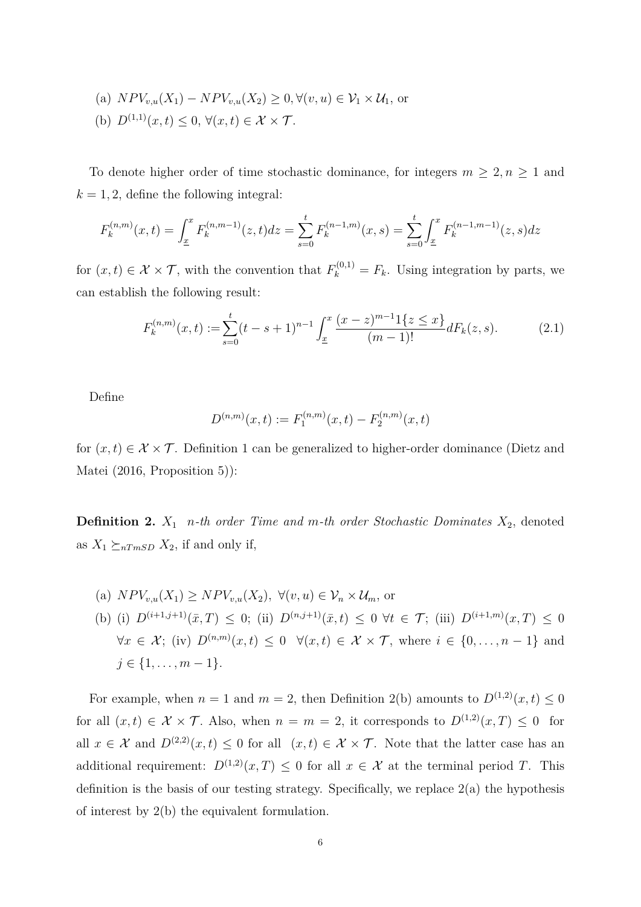(a) $NPV_{v,u}(X_1) - NPV_{v,u}(X_2) \geq 0, \forall (v,u) \in \mathcal{V}_1 \times \mathcal{U}_1$, or

(b) $D^{(1,1)}(x,t) \leq 0$, $\forall (x,t) \in \mathcal{X} \times \mathcal{T}$.

To denote higher order of time stochastic dominance, for integers $m \geq 2, n \geq 1$ and $k = 1, 2$, define the following integral:

$$F_k^{(n,m)}(x,t) = \int_{\underline{x}}^{x} F_k^{(n,m-1)}(z,t)dz = \sum_{s=0}^{t} F_k^{(n-1,m)}(x,s) = \sum_{s=0}^{t} \int_{\underline{x}}^{x} F_k^{(n-1,m-1)}(z,s)dz$$

for $(x,t) \in \mathcal{X} \times \mathcal{T}$, with the convention that $F_k^{(0,1)} = F_k$. Using integration by parts, we can establish the following result:

$$F_k^{(n,m)}(x,t) := \sum_{s=0}^{t} (t-s+1)^{n-1} \int_{\underline{x}}^{x} \frac{(x-z)^{m-1} 1\{z \leq x\}}{(m-1)!} dF_k(z,s). \tag{2.1}$$

Define

$$D^{(n,m)}(x,t) := F_1^{(n,m)}(x,t) - F_2^{(n,m)}(x,t)$$

for $(x,t) \in \mathcal{X} \times \mathcal{T}$. Definition 1 can be generalized to higher-order dominance (Dietz and Matei (2016, Proposition 5)):

**Definition 2.** $X_1$ *n-th order Time and m-th order Stochastic Dominates* $X_2$, denoted as $X_1 \succeq_{nTmSD} X_2$, if and only if,

(a) $NPV_{v,u}(X_1) \geq NPV_{v,u}(X_2)$, $\forall (v,u) \in \mathcal{V}_n \times \mathcal{U}_m$, or

(b) (i) $D^{(i+1,j+1)}(\bar{x},T) \leq 0$; (ii) $D^{(n,j+1)}(\bar{x},t) \leq 0$ $\forall t \in \mathcal{T}$; (iii) $D^{(i+1,m)}(x,T) \leq 0$ $\forall x \in \mathcal{X}$; (iv) $D^{(n,m)}(x,t) \leq 0$ $\forall (x,t) \in \mathcal{X} \times \mathcal{T}$, where $i \in \{0, \ldots, n-1\}$ and $j \in \{1, \ldots, m-1\}$.

For example, when $n = 1$ and $m = 2$, then Definition 2(b) amounts to $D^{(1,2)}(x,t) \leq 0$ for all $(x,t) \in \mathcal{X} \times \mathcal{T}$. Also, when $n = m = 2$, it corresponds to $D^{(1,2)}(x,T) \leq 0$ for all $x \in \mathcal{X}$ and $D^{(2,2)}(x,t) \leq 0$ for all $(x,t) \in \mathcal{X} \times \mathcal{T}$. Note that the latter case has an additional requirement: $D^{(1,2)}(x,T) \leq 0$ for all $x \in \mathcal{X}$ at the terminal period $T$. This definition is the basis of our testing strategy. Specifically, we replace 2(a) the hypothesis of interest by 2(b) the equivalent formulation.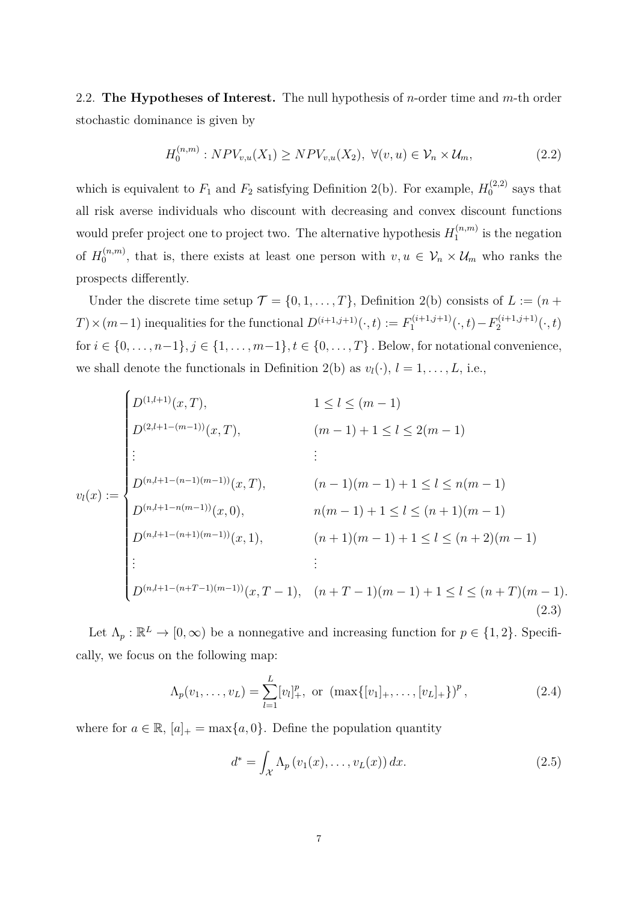2.2. **The Hypotheses of Interest.** The null hypothesis of $n$-order time and $m$-th order stochastic dominance is given by

$$H_0^{(n,m)} : NPV_{v,u}(X_1) \geq NPV_{v,u}(X_2),\ \forall (v,u) \in \mathcal{V}_n \times \mathcal{U}_m, \tag{2.2}$$

which is equivalent to $F_1$ and $F_2$ satisfying Definition 2(b). For example, $H_0^{(2,2)}$ says that all risk averse individuals who discount with decreasing and convex discount functions would prefer project one to project two. The alternative hypothesis $H_1^{(n,m)}$ is the negation of $H_0^{(n,m)}$, that is, there exists at least one person with $v, u \in \mathcal{V}_n \times \mathcal{U}_m$ who ranks the prospects differently.

Under the discrete time setup $\mathcal{T} = \{0, 1, \ldots, T\}$, Definition 2(b) consists of $L := (n + T) \times (m-1)$ inequalities for the functional $D^{(i+1,j+1)}(\cdot, t) := F_1^{(i+1,j+1)}(\cdot, t) - F_2^{(i+1,j+1)}(\cdot, t)$ for $i \in \{0, \ldots, n-1\}, j \in \{1, \ldots, m-1\}, t \in \{0, \ldots, T\}$. Below, for notational convenience, we shall denote the functionals in Definition 2(b) as $v_l(\cdot)$, $l = 1, \ldots, L$, i.e.,

$$v_l(x) := \begin{cases} D^{(1,l+1)}(x,T), & 1 \leq l \leq (m-1) \\ D^{(2,l+1-(m-1))}(x,T), & (m-1)+1 \leq l \leq 2(m-1) \\ \vdots & \vdots \\ D^{(n,l+1-(n-1)(m-1))}(x,T), & (n-1)(m-1)+1 \leq l \leq n(m-1) \\ D^{(n,l+1-n(m-1))}(x,0), & n(m-1)+1 \leq l \leq (n+1)(m-1) \\ D^{(n,l+1-(n+1)(m-1))}(x,1), & (n+1)(m-1)+1 \leq l \leq (n+2)(m-1) \\ \vdots & \vdots \\ D^{(n,l+1-(n+T-1)(m-1))}(x,T-1), & (n+T-1)(m-1)+1 \leq l \leq (n+T)(m-1). \end{cases} \tag{2.3}$$

Let $\Lambda_p : \mathbb{R}^L \to [0, \infty)$ be a nonnegative and increasing function for $p \in \{1, 2\}$. Specifically, we focus on the following map:

$$\Lambda_p(v_1, \ldots, v_L) = \sum_{l=1}^{L} [v_l]_+^p, \text{ or } \left(\max\{[v_1]_+, \ldots, [v_L]_+\}\right)^p, \tag{2.4}$$

where for $a \in \mathbb{R}$, $[a]_+ = \max\{a, 0\}$. Define the population quantity

$$d^* = \int_{\mathcal{X}} \Lambda_p \left(v_1(x), \ldots, v_L(x)\right) dx. \tag{2.5}$$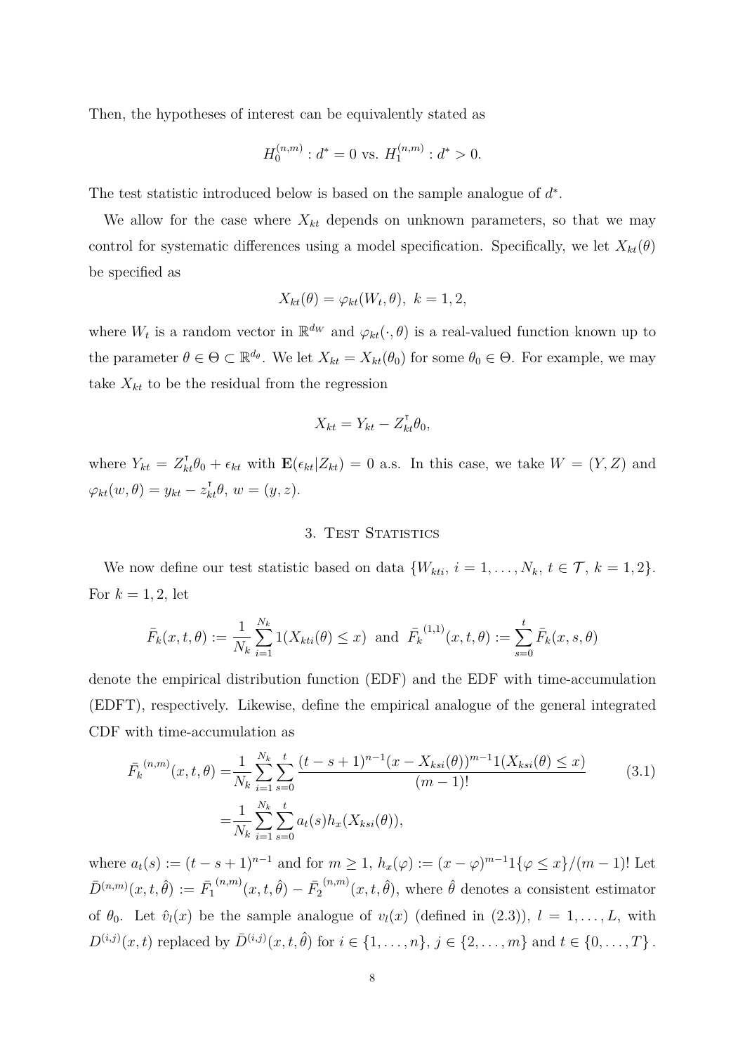Then, the hypotheses of interest can be equivalently stated as

$$H_0^{(n,m)} : d^* = 0 \text{ vs. } H_1^{(n,m)} : d^* > 0.$$

The test statistic introduced below is based on the sample analogue of $d^*$.

We allow for the case where $X_{kt}$ depends on unknown parameters, so that we may control for systematic differences using a model specification. Specifically, we let $X_{kt}(\theta)$ be specified as

$$X_{kt}(\theta) = \varphi_{kt}(W_t, \theta), \ k = 1, 2,$$

where $W_t$ is a random vector in $\mathbb{R}^{d_W}$ and $\varphi_{kt}(\cdot, \theta)$ is a real-valued function known up to the parameter $\theta \in \Theta \subset \mathbb{R}^{d_\theta}$. We let $X_{kt} = X_{kt}(\theta_0)$ for some $\theta_0 \in \Theta$. For example, we may take $X_{kt}$ to be the residual from the regression

$$X_{kt} = Y_{kt} - Z_{kt}^\intercal \theta_0,$$

where $Y_{kt} = Z_{kt}^\intercal \theta_0 + \epsilon_{kt}$ with $\mathbf{E}(\epsilon_{kt}|Z_{kt}) = 0$ a.s. In this case, we take $W = (Y, Z)$ and $\varphi_{kt}(w, \theta) = y_{kt} - z_{kt}^\intercal \theta$, $w = (y, z)$.

## 3. Test Statistics

We now define our test statistic based on data $\{W_{kti}, \ i = 1, \ldots, N_k, \ t \in \mathcal{T}, \ k = 1, 2\}$. For $k = 1, 2$, let

$$\bar{F}_k(x, t, \theta) := \frac{1}{N_k} \sum_{i=1}^{N_k} 1(X_{kti}(\theta) \le x) \ \text{ and } \ \bar{F}_k^{(1,1)}(x, t, \theta) := \sum_{s=0}^{t} \bar{F}_k(x, s, \theta)$$

denote the empirical distribution function (EDF) and the EDF with time-accumulation (EDFT), respectively. Likewise, define the empirical analogue of the general integrated CDF with time-accumulation as

$$\begin{aligned} \bar{F}_k^{(n,m)}(x, t, \theta) =& \frac{1}{N_k} \sum_{i=1}^{N_k} \sum_{s=0}^{t} \frac{(t - s + 1)^{n-1} (x - X_{ksi}(\theta))^{m-1} 1(X_{ksi}(\theta) \le x)}{(m-1)!} \\ =& \frac{1}{N_k} \sum_{i=1}^{N_k} \sum_{s=0}^{t} a_t(s) h_x(X_{ksi}(\theta)), \end{aligned} \tag{3.1}$$

where $a_t(s) := (t - s + 1)^{n-1}$ and for $m \ge 1$, $h_x(\varphi) := (x - \varphi)^{m-1} 1\{\varphi \le x\}/(m-1)!$ Let $\bar{D}^{(n,m)}(x, t, \hat{\theta}) := \bar{F}_1^{(n,m)}(x, t, \hat{\theta}) - \bar{F}_2^{(n,m)}(x, t, \hat{\theta})$, where $\hat{\theta}$ denotes a consistent estimator of $\theta_0$. Let $\hat{v}_l(x)$ be the sample analogue of $v_l(x)$ (defined in (2.3)), $l = 1, \ldots, L$, with $D^{(i,j)}(x, t)$ replaced by $\bar{D}^{(i,j)}(x, t, \hat{\theta})$ for $i \in \{1, \ldots, n\}$, $j \in \{2, \ldots, m\}$ and $t \in \{0, \ldots, T\}$.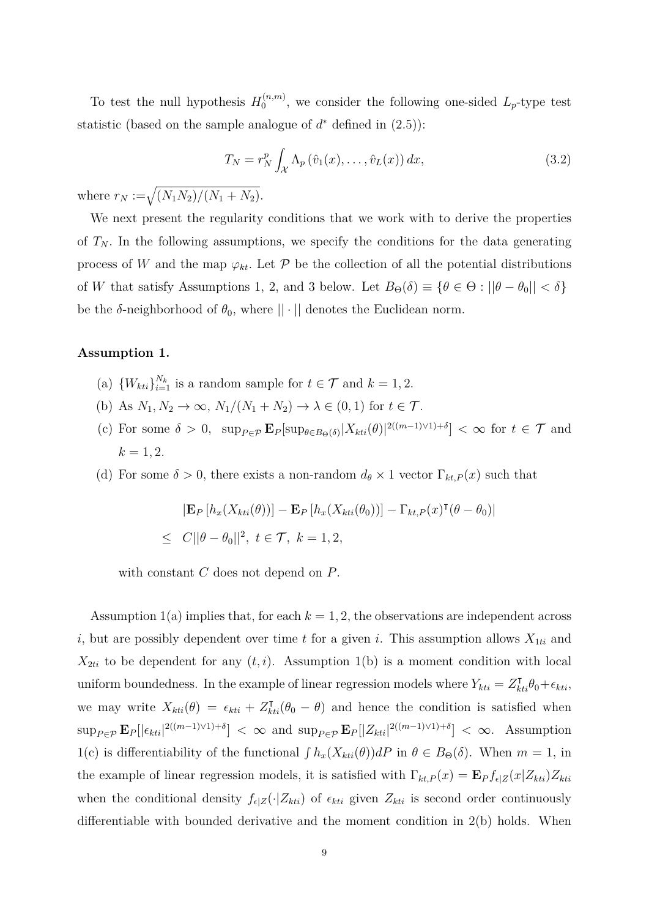To test the null hypothesis $H_0^{(n,m)}$, we consider the following one-sided $L_p$-type test statistic (based on the sample analogue of $d^*$ defined in (2.5)):

$$T_N = r_N^p \int_{\mathcal{X}} \Lambda_p \left(\hat{v}_1(x), \ldots, \hat{v}_L(x)\right) dx, \tag{3.2}$$

where $r_N := \sqrt{(N_1 N_2)/(N_1 + N_2)}$.

We next present the regularity conditions that we work with to derive the properties of $T_N$. In the following assumptions, we specify the conditions for the data generating process of $W$ and the map $\varphi_{kt}$. Let $\mathcal{P}$ be the collection of all the potential distributions of $W$ that satisfy Assumptions 1, 2, and 3 below. Let $B_\Theta(\delta) \equiv \{\theta \in \Theta : ||\theta - \theta_0|| < \delta\}$ be the $\delta$-neighborhood of $\theta_0$, where $|| \cdot ||$ denotes the Euclidean norm.

**Assumption 1.**

(a) $\{W_{kti}\}_{i=1}^{N_k}$ is a random sample for $t \in \mathcal{T}$ and $k = 1, 2$.

(b) As $N_1, N_2 \to \infty$, $N_1/(N_1 + N_2) \to \lambda \in (0, 1)$ for $t \in \mathcal{T}$.

(c) For some $\delta > 0$, $\sup_{P \in \mathcal{P}} \mathbf{E}_P[\sup_{\theta \in B_\Theta(\delta)} |X_{kti}(\theta)|^{2((m-1)\vee 1)+\delta}] < \infty$ for $t \in \mathcal{T}$ and $k = 1, 2$.

(d) For some $\delta > 0$, there exists a non-random $d_\theta \times 1$ vector $\Gamma_{kt,P}(x)$ such that

$$\begin{aligned}
&|\mathbf{E}_P \left[h_x(X_{kti}(\theta))\right] - \mathbf{E}_P \left[h_x(X_{kti}(\theta_0))\right] - \Gamma_{kt,P}(x)^\intercal(\theta - \theta_0)| \\
\leq \;& C||\theta - \theta_0||^2, \; t \in \mathcal{T}, \; k = 1, 2,
\end{aligned}$$

with constant $C$ does not depend on $P$.

Assumption 1(a) implies that, for each $k = 1, 2$, the observations are independent across $i$, but are possibly dependent over time $t$ for a given $i$. This assumption allows $X_{1ti}$ and $X_{2ti}$ to be dependent for any $(t, i)$. Assumption 1(b) is a moment condition with local uniform boundedness. In the example of linear regression models where $Y_{kti} = Z_{kti}^\intercal \theta_0 + \epsilon_{kti}$, we may write $X_{kti}(\theta) = \epsilon_{kti} + Z_{kti}^\intercal(\theta_0 - \theta)$ and hence the condition is satisfied when $\sup_{P \in \mathcal{P}} \mathbf{E}_P[|\epsilon_{kti}|^{2((m-1)\vee 1)+\delta}] < \infty$ and $\sup_{P \in \mathcal{P}} \mathbf{E}_P[|Z_{kti}|^{2((m-1)\vee 1)+\delta}] < \infty$. Assumption 1(c) is differentiability of the functional $\int h_x(X_{kti}(\theta))dP$ in $\theta \in B_\Theta(\delta)$. When $m = 1$, in the example of linear regression models, it is satisfied with $\Gamma_{kt,P}(x) = \mathbf{E}_P f_{\epsilon|Z}(x|Z_{kti})Z_{kti}$ when the conditional density $f_{\epsilon|Z}(\cdot|Z_{kti})$ of $\epsilon_{kti}$ given $Z_{kti}$ is second order continuously differentiable with bounded derivative and the moment condition in 2(b) holds. When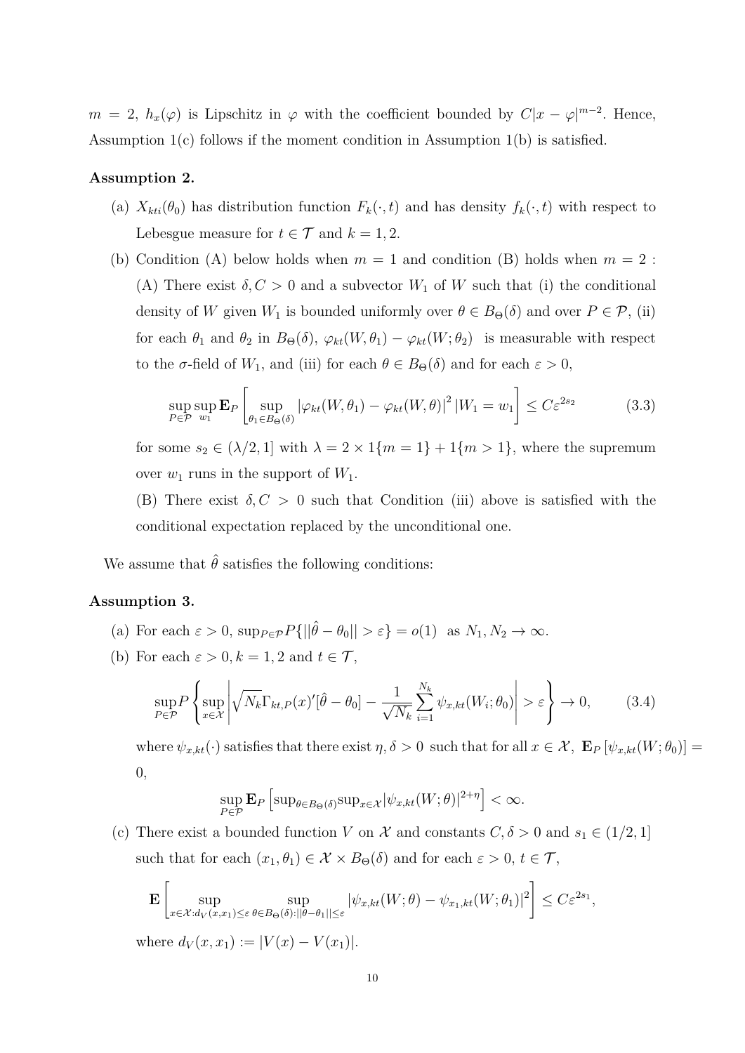$m = 2$, $h_x(\varphi)$ is Lipschitz in $\varphi$ with the coefficient bounded by $C|x - \varphi|^{m-2}$. Hence, Assumption 1(c) follows if the moment condition in Assumption 1(b) is satisfied.

**Assumption 2.**

(a) $X_{kti}(\theta_0)$ has distribution function $F_k(\cdot, t)$ and has density $f_k(\cdot, t)$ with respect to Lebesgue measure for $t \in \mathcal{T}$ and $k = 1, 2$.

(b) Condition (A) below holds when $m = 1$ and condition (B) holds when $m = 2$ :

(A) There exist $\delta, C > 0$ and a subvector $W_1$ of $W$ such that (i) the conditional density of $W$ given $W_1$ is bounded uniformly over $\theta \in B_\Theta(\delta)$ and over $P \in \mathcal{P}$, (ii) for each $\theta_1$ and $\theta_2$ in $B_\Theta(\delta)$, $\varphi_{kt}(W, \theta_1) - \varphi_{kt}(W; \theta_2)$ is measurable with respect to the $\sigma$-field of $W_1$, and (iii) for each $\theta \in B_\Theta(\delta)$ and for each $\varepsilon > 0$,

$$\sup_{P \in \mathcal{P}} \sup_{w_1} \mathbf{E}_P \left[ \sup_{\theta_1 \in B_\Theta(\delta)} |\varphi_{kt}(W, \theta_1) - \varphi_{kt}(W, \theta)|^2 \, |W_1 = w_1 \right] \leq C\varepsilon^{2s_2} \tag{3.3}$$

for some $s_2 \in (\lambda/2, 1]$ with $\lambda = 2 \times 1\{m = 1\} + 1\{m > 1\}$, where the supremum over $w_1$ runs in the support of $W_1$.

(B) There exist $\delta, C > 0$ such that Condition (iii) above is satisfied with the conditional expectation replaced by the unconditional one.

We assume that $\hat{\theta}$ satisfies the following conditions:

**Assumption 3.**

(a) For each $\varepsilon > 0$, $\sup_{P \in \mathcal{P}} P\{||\hat{\theta} - \theta_0|| > \varepsilon\} = o(1)$ as $N_1, N_2 \to \infty$.

(b) For each $\varepsilon > 0, k = 1, 2$ and $t \in \mathcal{T}$,

$$\sup_{P \in \mathcal{P}} P \left\{ \sup_{x \in \mathcal{X}} \left| \sqrt{N_k} \Gamma_{kt,P}(x)'[\hat{\theta} - \theta_0] - \frac{1}{\sqrt{N_k}} \sum_{i=1}^{N_k} \psi_{x,kt}(W_i; \theta_0) \right| > \varepsilon \right\} \to 0, \tag{3.4}$$

where $\psi_{x,kt}(\cdot)$ satisfies that there exist $\eta, \delta > 0$ such that for all $x \in \mathcal{X}$, $\mathbf{E}_P[\psi_{x,kt}(W; \theta_0)] = 0$,

$$\sup_{P \in \mathcal{P}} \mathbf{E}_P \left[ \sup_{\theta \in B_\Theta(\delta)} \sup_{x \in \mathcal{X}} |\psi_{x,kt}(W; \theta)|^{2+\eta} \right] < \infty.$$

(c) There exist a bounded function $V$ on $\mathcal{X}$ and constants $C, \delta > 0$ and $s_1 \in (1/2, 1]$ such that for each $(x_1, \theta_1) \in \mathcal{X} \times B_\Theta(\delta)$ and for each $\varepsilon > 0$, $t \in \mathcal{T}$,

$$\mathbf{E} \left[ \sup_{x \in \mathcal{X}: d_V(x, x_1) \leq \varepsilon} \sup_{\theta \in B_\Theta(\delta): ||\theta - \theta_1|| \leq \varepsilon} |\psi_{x,kt}(W; \theta) - \psi_{x_1,kt}(W; \theta_1)|^2 \right] \leq C\varepsilon^{2s_1},$$

where $d_V(x, x_1) := |V(x) - V(x_1)|$.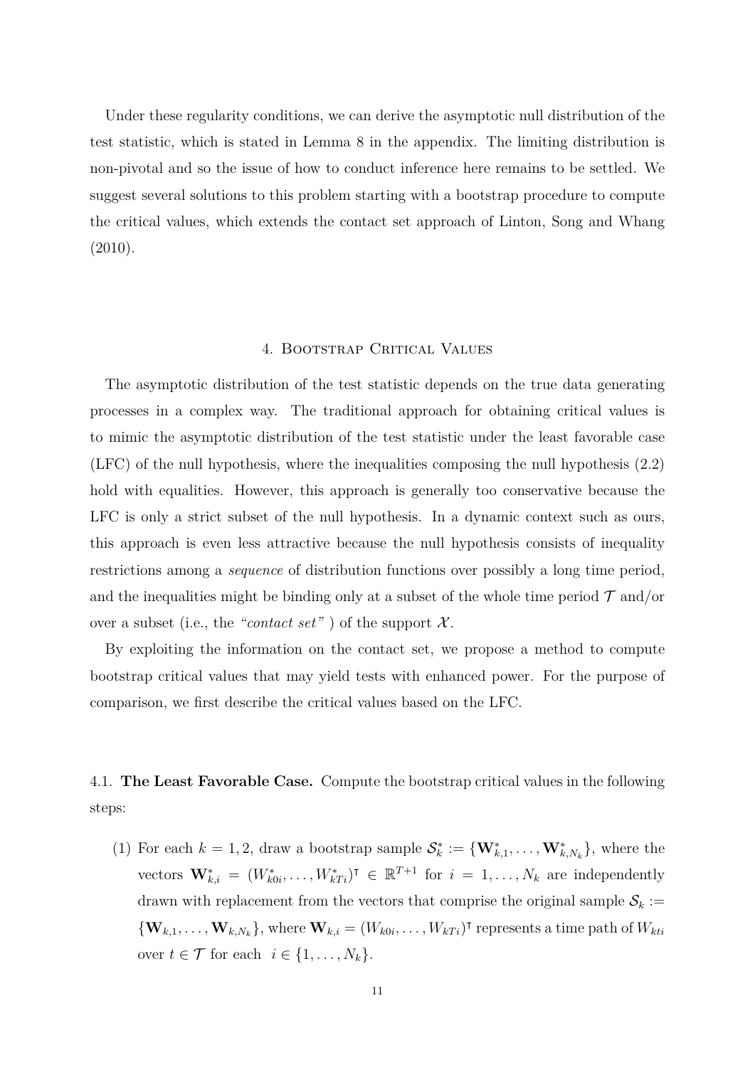Under these regularity conditions, we can derive the asymptotic null distribution of the test statistic, which is stated in Lemma 8 in the appendix. The limiting distribution is non-pivotal and so the issue of how to conduct inference here remains to be settled. We suggest several solutions to this problem starting with a bootstrap procedure to compute the critical values, which extends the contact set approach of Linton, Song and Whang (2010).

## 4. Bootstrap Critical Values

The asymptotic distribution of the test statistic depends on the true data generating processes in a complex way. The traditional approach for obtaining critical values is to mimic the asymptotic distribution of the test statistic under the least favorable case (LFC) of the null hypothesis, where the inequalities composing the null hypothesis (2.2) hold with equalities. However, this approach is generally too conservative because the LFC is only a strict subset of the null hypothesis. In a dynamic context such as ours, this approach is even less attractive because the null hypothesis consists of inequality restrictions among a *sequence* of distribution functions over possibly a long time period, and the inequalities might be binding only at a subset of the whole time period $\mathcal{T}$ and/or over a subset (i.e., the *"contact set"* ) of the support $\mathcal{X}$.

By exploiting the information on the contact set, we propose a method to compute bootstrap critical values that may yield tests with enhanced power. For the purpose of comparison, we first describe the critical values based on the LFC.

### 4.1. **The Least Favorable Case.**

Compute the bootstrap critical values in the following steps:

(1) For each $k = 1, 2$, draw a bootstrap sample $\mathcal{S}_k^* := \{\mathbf{W}_{k,1}^*, \ldots, \mathbf{W}_{k,N_k}^*\}$, where the vectors $\mathbf{W}_{k,i}^* = (W_{k0i}^*, \ldots, W_{kTi}^*)^\intercal \in \mathbb{R}^{T+1}$ for $i = 1, \ldots, N_k$ are independently drawn with replacement from the vectors that comprise the original sample $\mathcal{S}_k := \{\mathbf{W}_{k,1}, \ldots, \mathbf{W}_{k,N_k}\}$, where $\mathbf{W}_{k,i} = (W_{k0i}, \ldots, W_{kTi})^\intercal$ represents a time path of $W_{kti}$ over $t \in \mathcal{T}$ for each $i \in \{1, \ldots, N_k\}$.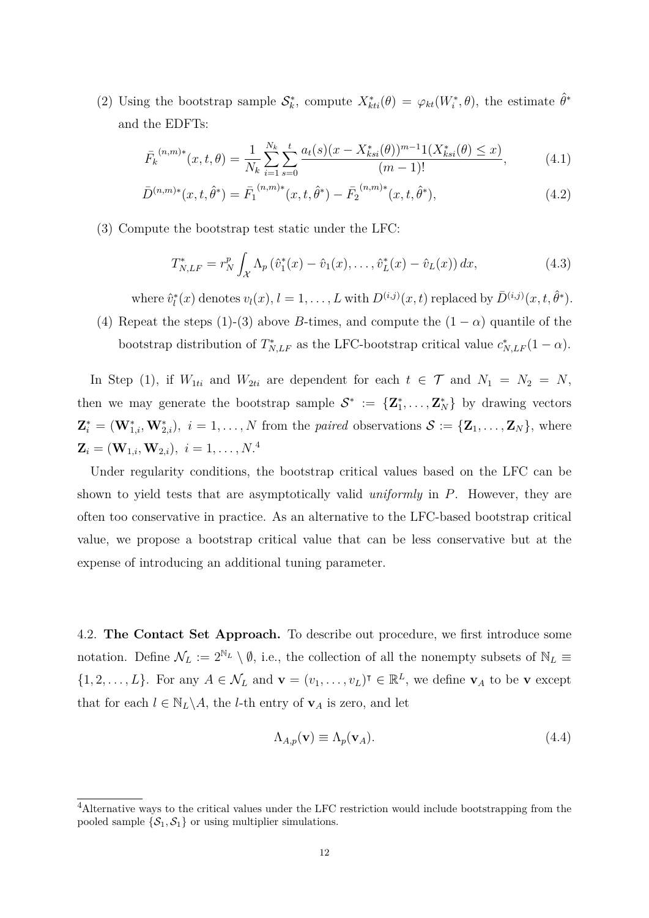(2) Using the bootstrap sample $\mathcal{S}_k^*$, compute $X_{kti}^*(\theta) = \varphi_{kt}(W_i^*, \theta)$, the estimate $\hat{\theta}^*$ and the EDFTs:

$$\bar{F}_k^{(n,m)*}(x,t,\theta) = \frac{1}{N_k}\sum_{i=1}^{N_k}\sum_{s=0}^{t}\frac{a_t(s)(x - X_{ksi}^*(\theta))^{m-1}1(X_{ksi}^*(\theta) \leq x)}{(m-1)!}, \tag{4.1}$$

$$\bar{D}^{(n,m)*}(x,t,\hat{\theta}^*) = \bar{F}_1^{(n,m)*}(x,t,\hat{\theta}^*) - \bar{F}_2^{(n,m)*}(x,t,\hat{\theta}^*), \tag{4.2}$$

(3) Compute the bootstrap test static under the LFC:

$$T_{N,LF}^* = r_N^p \int_{\mathcal{X}} \Lambda_p\left(\hat{v}_1^*(x) - \hat{v}_1(x), \ldots, \hat{v}_L^*(x) - \hat{v}_L(x)\right) dx, \tag{4.3}$$

where $\hat{v}_l^*(x)$ denotes $v_l(x), l = 1, \ldots, L$ with $D^{(i,j)}(x,t)$ replaced by $\bar{D}^{(i,j)}(x,t,\hat{\theta}^*)$.

(4) Repeat the steps (1)-(3) above $B$-times, and compute the $(1-\alpha)$ quantile of the bootstrap distribution of $T_{N,LF}^*$ as the LFC-bootstrap critical value $c_{N,LF}^*(1-\alpha)$.

In Step (1), if $W_{1ti}$ and $W_{2ti}$ are dependent for each $t \in \mathcal{T}$ and $N_1 = N_2 = N$, then we may generate the bootstrap sample $\mathcal{S}^* := \{\mathbf{Z}_1^*, \ldots, \mathbf{Z}_N^*\}$ by drawing vectors $\mathbf{Z}_i^* = (\mathbf{W}_{1,i}^*, \mathbf{W}_{2,i}^*),\ i = 1, \ldots, N$ from the *paired* observations $\mathcal{S} := \{\mathbf{Z}_1, \ldots, \mathbf{Z}_N\}$, where $\mathbf{Z}_i = (\mathbf{W}_{1,i}, \mathbf{W}_{2,i}),\ i = 1, \ldots, N$.[4]

Under regularity conditions, the bootstrap critical values based on the LFC can be shown to yield tests that are asymptotically valid *uniformly* in $P$. However, they are often too conservative in practice. As an alternative to the LFC-based bootstrap critical value, we propose a bootstrap critical value that can be less conservative but at the expense of introducing an additional tuning parameter.

4.2. **The Contact Set Approach.** To describe out procedure, we first introduce some notation. Define $\mathcal{N}_L := 2^{\mathbb{N}_L} \setminus \emptyset$, i.e., the collection of all the nonempty subsets of $\mathbb{N}_L \equiv \{1, 2, \ldots, L\}$. For any $A \in \mathcal{N}_L$ and $\mathbf{v} = (v_1, \ldots, v_L)^\intercal \in \mathbb{R}^L$, we define $\mathbf{v}_A$ to be $\mathbf{v}$ except that for each $l \in \mathbb{N}_L \backslash A$, the $l$-th entry of $\mathbf{v}_A$ is zero, and let

$$\Lambda_{A,p}(\mathbf{v}) \equiv \Lambda_p(\mathbf{v}_A). \tag{4.4}$$

[4]Alternative ways to the critical values under the LFC restriction would include bootstrapping from the pooled sample $\{\mathcal{S}_1, \mathcal{S}_1\}$ or using multiplier simulations.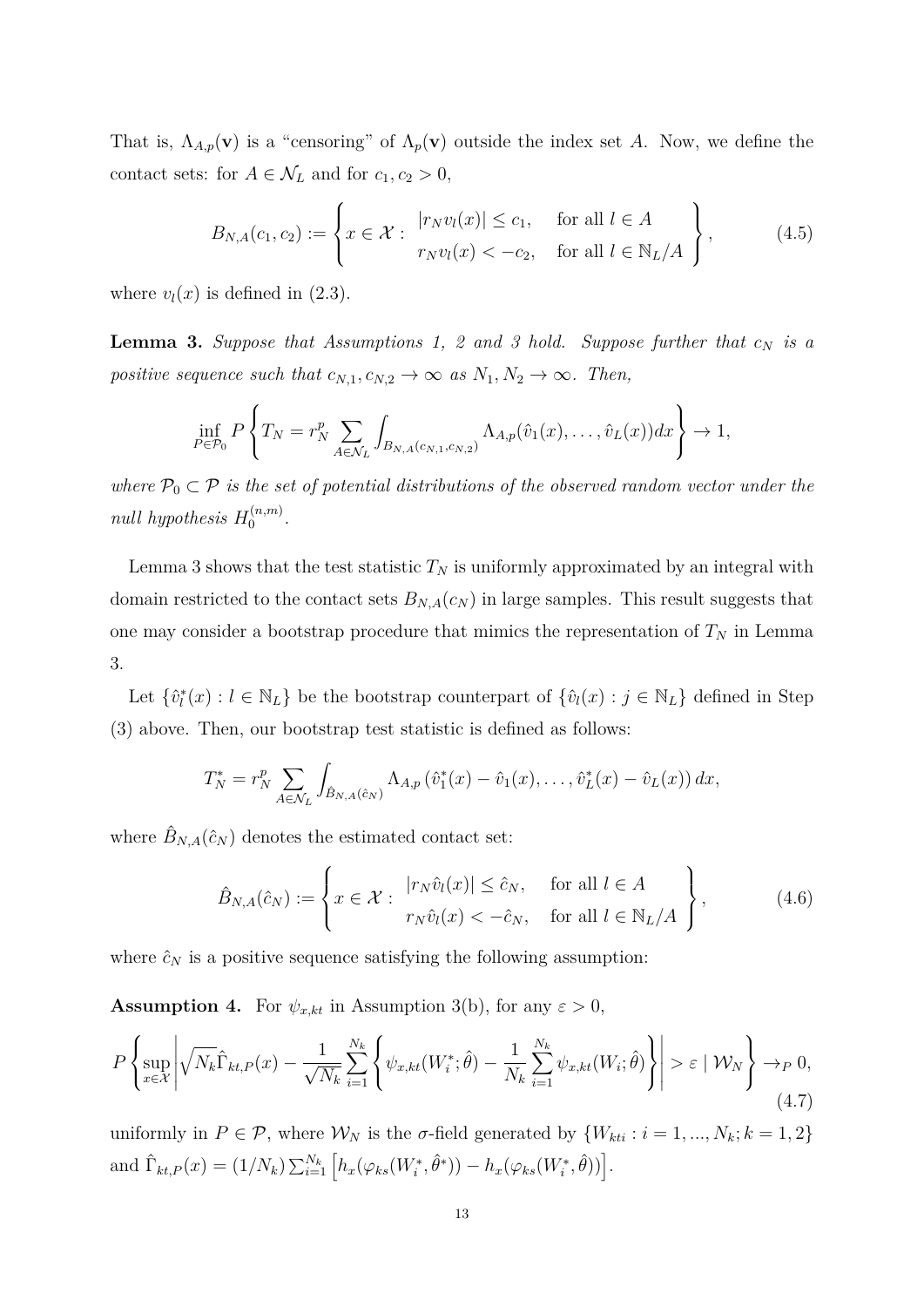That is, $\Lambda_{A,p}(\mathbf{v})$ is a "censoring" of $\Lambda_p(\mathbf{v})$ outside the index set $A$. Now, we define the contact sets: for $A \in \mathcal{N}_L$ and for $c_1, c_2 > 0$,

$$
B_{N,A}(c_1, c_2) := \left\{ x \in \mathcal{X} : \begin{array}{ll} |r_N v_l(x)| \leq c_1, & \text{for all } l \in A \\ r_N v_l(x) < -c_2, & \text{for all } l \in \mathbb{N}_L / A \end{array} \right\}, \tag{4.5}
$$

where $v_l(x)$ is defined in (2.3).

**Lemma 3.** *Suppose that Assumptions 1, 2 and 3 hold. Suppose further that $c_N$ is a positive sequence such that $c_{N,1}, c_{N,2} \to \infty$ as $N_1, N_2 \to \infty$. Then,*

$$
\inf_{P \in \mathcal{P}_0} P \left\{ T_N = r_N^p \sum_{A \in \mathcal{N}_L} \int_{B_{N,A}(c_{N,1}, c_{N,2})} \Lambda_{A,p}(\hat{v}_1(x), \ldots, \hat{v}_L(x)) dx \right\} \to 1,
$$

*where $\mathcal{P}_0 \subset \mathcal{P}$ is the set of potential distributions of the observed random vector under the null hypothesis $H_0^{(n,m)}$.*

Lemma 3 shows that the test statistic $T_N$ is uniformly approximated by an integral with domain restricted to the contact sets $B_{N,A}(c_N)$ in large samples. This result suggests that one may consider a bootstrap procedure that mimics the representation of $T_N$ in Lemma 3.

Let $\{\hat{v}_l^*(x) : l \in \mathbb{N}_L\}$ be the bootstrap counterpart of $\{\hat{v}_l(x) : j \in \mathbb{N}_L\}$ defined in Step (3) above. Then, our bootstrap test statistic is defined as follows:

$$
T_N^* = r_N^p \sum_{A \in \mathcal{N}_L} \int_{\hat{B}_{N,A}(\hat{c}_N)} \Lambda_{A,p} \left( \hat{v}_1^*(x) - \hat{v}_1(x), \ldots, \hat{v}_L^*(x) - \hat{v}_L(x) \right) dx,
$$

where $\hat{B}_{N,A}(\hat{c}_N)$ denotes the estimated contact set:

$$
\hat{B}_{N,A}(\hat{c}_N) := \left\{ x \in \mathcal{X} : \begin{array}{ll} |r_N \hat{v}_l(x)| \leq \hat{c}_N, & \text{for all } l \in A \\ r_N \hat{v}_l(x) < -\hat{c}_N, & \text{for all } l \in \mathbb{N}_L / A \end{array} \right\}, \tag{4.6}
$$

where $\hat{c}_N$ is a positive sequence satisfying the following assumption:

**Assumption 4.** For $\psi_{x,kt}$ in Assumption 3(b), for any $\varepsilon > 0$,

$$
P \left\{ \sup_{x \in \mathcal{X}} \left| \sqrt{N_k} \hat{\Gamma}_{kt,P}(x) - \frac{1}{\sqrt{N_k}} \sum_{i=1}^{N_k} \left\{ \psi_{x,kt}(W_i^*; \hat{\theta}) - \frac{1}{N_k} \sum_{i=1}^{N_k} \psi_{x,kt}(W_i; \hat{\theta}) \right\} \right| > \varepsilon \mid \mathcal{W}_N \right\} \to_P 0, \tag{4.7}
$$

uniformly in $P \in \mathcal{P}$, where $\mathcal{W}_N$ is the $\sigma$-field generated by $\{W_{kti} : i = 1, ..., N_k; k = 1, 2\}$ and $\hat{\Gamma}_{kt,P}(x) = (1/N_k) \sum_{i=1}^{N_k} \left[ h_x(\varphi_{ks}(W_i^*, \hat{\theta}^*)) - h_x(\varphi_{ks}(W_i^*, \hat{\theta})) \right]$.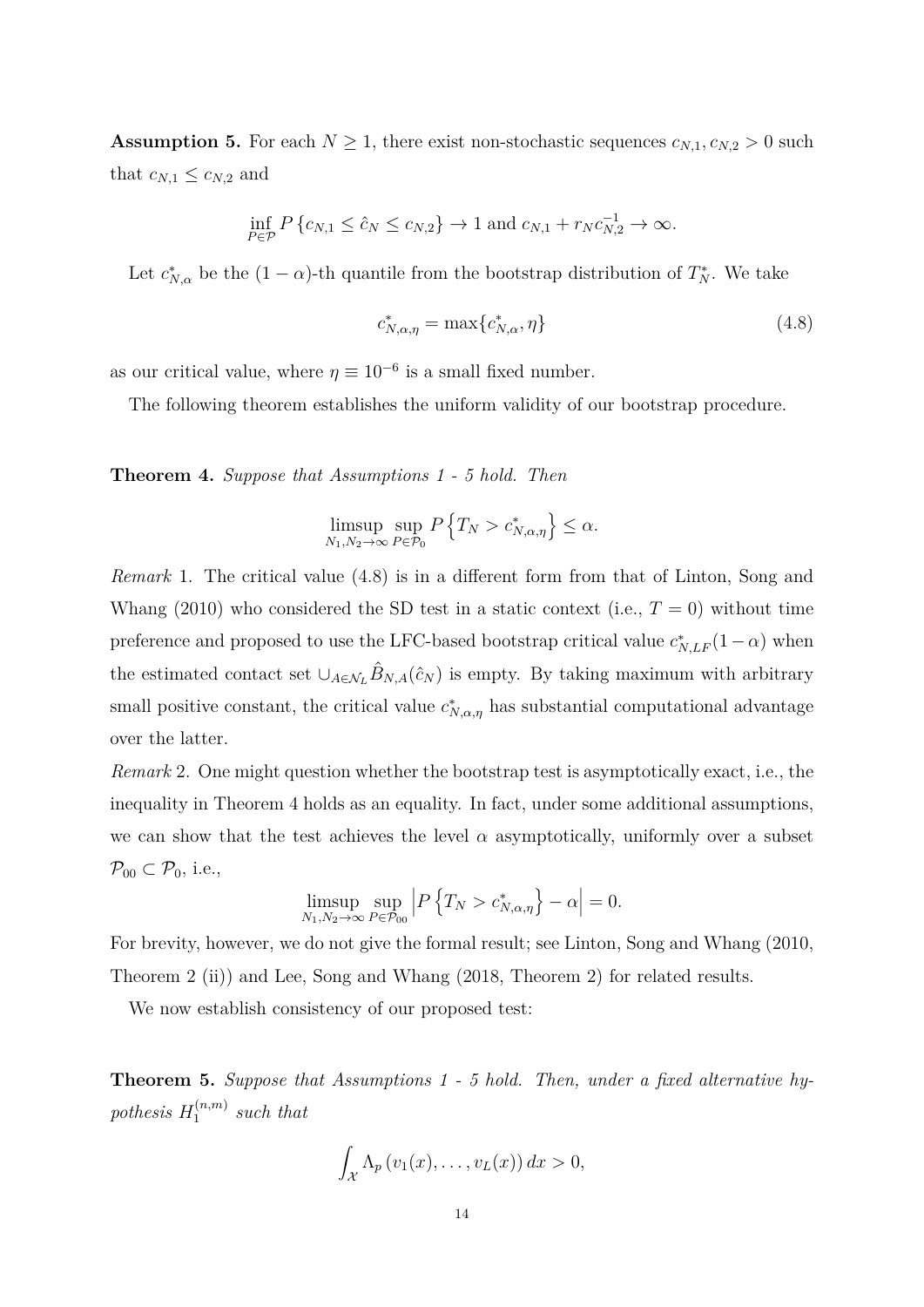**Assumption 5.** For each $N \geq 1$, there exist non-stochastic sequences $c_{N,1}, c_{N,2} > 0$ such that $c_{N,1} \leq c_{N,2}$ and

$$\inf_{P \in \mathcal{P}} P\left\{c_{N,1} \leq \hat{c}_N \leq c_{N,2}\right\} \to 1 \text{ and } c_{N,1} + r_N c_{N,2}^{-1} \to \infty.$$

Let $c^*_{N,\alpha}$ be the $(1-\alpha)$-th quantile from the bootstrap distribution of $T^*_N$. We take

$$c^*_{N,\alpha,\eta} = \max\{c^*_{N,\alpha}, \eta\} \tag{4.8}$$

as our critical value, where $\eta \equiv 10^{-6}$ is a small fixed number.

The following theorem establishes the uniform validity of our bootstrap procedure.

**Theorem 4.** *Suppose that Assumptions 1 - 5 hold. Then*

$$\limsup_{N_1, N_2 \to \infty} \sup_{P \in \mathcal{P}_0} P\left\{T_N > c^*_{N,\alpha,\eta}\right\} \leq \alpha.$$

*Remark* 1. The critical value (4.8) is in a different form from that of Linton, Song and Whang (2010) who considered the SD test in a static context (i.e., $T = 0$) without time preference and proposed to use the LFC-based bootstrap critical value $c^*_{N,LF}(1-\alpha)$ when the estimated contact set $\cup_{A \in \mathcal{N}_L} \hat{B}_{N,A}(\hat{c}_N)$ is empty. By taking maximum with arbitrary small positive constant, the critical value $c^*_{N,\alpha,\eta}$ has substantial computational advantage over the latter.

*Remark* 2. One might question whether the bootstrap test is asymptotically exact, i.e., the inequality in Theorem 4 holds as an equality. In fact, under some additional assumptions, we can show that the test achieves the level $\alpha$ asymptotically, uniformly over a subset $\mathcal{P}_{00} \subset \mathcal{P}_0$, i.e.,

$$\limsup_{N_1, N_2 \to \infty} \sup_{P \in \mathcal{P}_{00}} \left| P\left\{T_N > c^*_{N,\alpha,\eta}\right\} - \alpha \right| = 0.$$

For brevity, however, we do not give the formal result; see Linton, Song and Whang (2010, Theorem 2 (ii)) and Lee, Song and Whang (2018, Theorem 2) for related results.

We now establish consistency of our proposed test:

**Theorem 5.** *Suppose that Assumptions 1 - 5 hold. Then, under a fixed alternative hypothesis $H_1^{(n,m)}$ such that*

$$\int_{\mathcal{X}} \Lambda_p\left(v_1(x), \ldots, v_L(x)\right) dx > 0,$$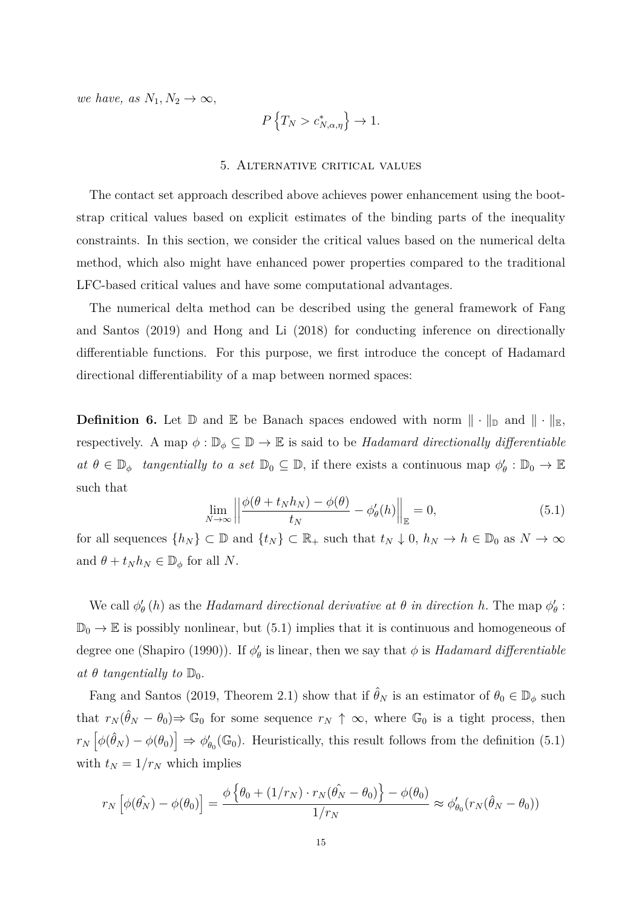*we have, as* $N_1, N_2 \to \infty$,

$$P\left\{T_N > c^*_{N,\alpha,\eta}\right\} \to 1.$$

## 5. Alternative critical values

The contact set approach described above achieves power enhancement using the bootstrap critical values based on explicit estimates of the binding parts of the inequality constraints. In this section, we consider the critical values based on the numerical delta method, which also might have enhanced power properties compared to the traditional LFC-based critical values and have some computational advantages.

The numerical delta method can be described using the general framework of Fang and Santos (2019) and Hong and Li (2018) for conducting inference on directionally differentiable functions. For this purpose, we first introduce the concept of Hadamard directional differentiability of a map between normed spaces:

**Definition 6.** Let $\mathbb{D}$ and $\mathbb{E}$ be Banach spaces endowed with norm $\|\cdot\|_{\mathbb{D}}$ and $\|\cdot\|_{\mathbb{E}}$, respectively. A map $\phi : \mathbb{D}_\phi \subseteq \mathbb{D} \to \mathbb{E}$ is said to be *Hadamard directionally differentiable at* $\theta \in \mathbb{D}_\phi$ *tangentially to a set* $\mathbb{D}_0 \subseteq \mathbb{D}$, if there exists a continuous map $\phi'_\theta : \mathbb{D}_0 \to \mathbb{E}$ such that

$$\lim_{N\to\infty} \left\| \frac{\phi(\theta + t_N h_N) - \phi(\theta)}{t_N} - \phi'_\theta(h) \right\|_{\mathbb{E}} = 0, \tag{5.1}$$

for all sequences $\{h_N\} \subset \mathbb{D}$ and $\{t_N\} \subset \mathbb{R}_+$ such that $t_N \downarrow 0$, $h_N \to h \in \mathbb{D}_0$ as $N \to \infty$ and $\theta + t_N h_N \in \mathbb{D}_\phi$ for all $N$.

We call $\phi'_\theta(h)$ as the *Hadamard directional derivative at* $\theta$ *in direction* $h$. The map $\phi'_\theta : \mathbb{D}_0 \to \mathbb{E}$ is possibly nonlinear, but (5.1) implies that it is continuous and homogeneous of degree one (Shapiro (1990)). If $\phi'_\theta$ is linear, then we say that $\phi$ is *Hadamard differentiable at* $\theta$ *tangentially to* $\mathbb{D}_0$.

Fang and Santos (2019, Theorem 2.1) show that if $\hat{\theta}_N$ is an estimator of $\theta_0 \in \mathbb{D}_\phi$ such that $r_N(\hat{\theta}_N - \theta_0) \Rightarrow \mathbb{G}_0$ for some sequence $r_N \uparrow \infty$, where $\mathbb{G}_0$ is a tight process, then $r_N\left[\phi(\hat{\theta}_N) - \phi(\theta_0)\right] \Rightarrow \phi'_{\theta_0}(\mathbb{G}_0)$. Heuristically, this result follows from the definition (5.1) with $t_N = 1/r_N$ which implies

$$r_N\left[\phi(\hat{\theta_N}) - \phi(\theta_0)\right] = \frac{\phi\left\{\theta_0 + (1/r_N)\cdot r_N(\hat{\theta_N} - \theta_0)\right\} - \phi(\theta_0)}{1/r_N} \approx \phi'_{\theta_0}(r_N(\hat{\theta}_N - \theta_0))$$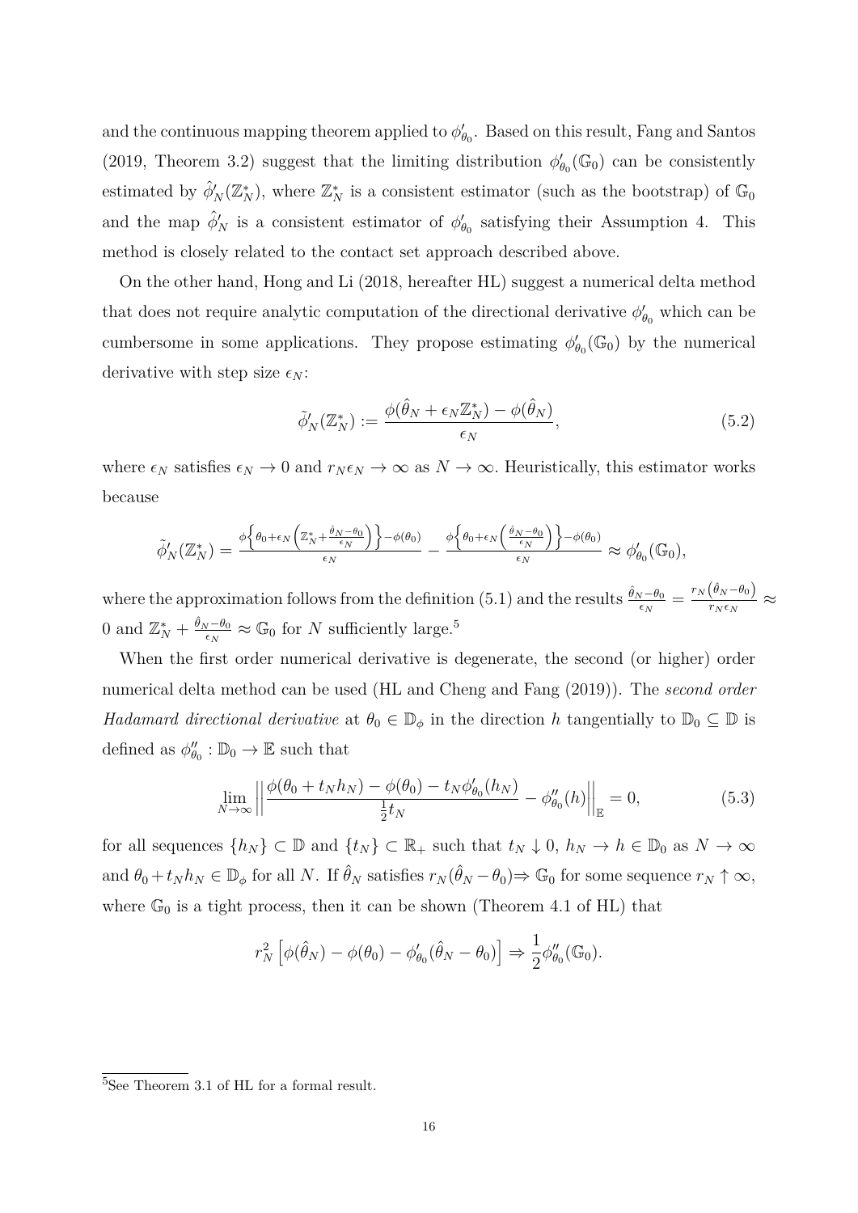and the continuous mapping theorem applied to $\phi'_{\theta_0}$. Based on this result, Fang and Santos (2019, Theorem 3.2) suggest that the limiting distribution $\phi'_{\theta_0}(\mathbb{G}_0)$ can be consistently estimated by $\hat{\phi}'_N(\mathbb{Z}^*_N)$, where $\mathbb{Z}^*_N$ is a consistent estimator (such as the bootstrap) of $\mathbb{G}_0$ and the map $\hat{\phi}'_N$ is a consistent estimator of $\phi'_{\theta_0}$ satisfying their Assumption 4. This method is closely related to the contact set approach described above.

On the other hand, Hong and Li (2018, hereafter HL) suggest a numerical delta method that does not require analytic computation of the directional derivative $\phi'_{\theta_0}$ which can be cumbersome in some applications. They propose estimating $\phi'_{\theta_0}(\mathbb{G}_0)$ by the numerical derivative with step size $\epsilon_N$:

$$\tilde{\phi}'_N(\mathbb{Z}^*_N) := \frac{\phi(\hat{\theta}_N + \epsilon_N \mathbb{Z}^*_N) - \phi(\hat{\theta}_N)}{\epsilon_N}, \tag{5.2}$$

where $\epsilon_N$ satisfies $\epsilon_N \to 0$ and $r_N \epsilon_N \to \infty$ as $N \to \infty$. Heuristically, this estimator works because

$$\tilde{\phi}'_N(\mathbb{Z}^*_N) = \frac{\phi\left\{\theta_0 + \epsilon_N \left(\mathbb{Z}^*_N + \frac{\hat{\theta}_N - \theta_0}{\epsilon_N}\right)\right\} - \phi(\theta_0)}{\epsilon_N} - \frac{\phi\left\{\theta_0 + \epsilon_N \left(\frac{\hat{\theta}_N - \theta_0}{\epsilon_N}\right)\right\} - \phi(\theta_0)}{\epsilon_N} \approx \phi'_{\theta_0}(\mathbb{G}_0),$$

where the approximation follows from the definition (5.1) and the results $\frac{\hat{\theta}_N - \theta_0}{\epsilon_N} = \frac{r_N(\hat{\theta}_N - \theta_0)}{r_N \epsilon_N} \approx 0$ and $\mathbb{Z}^*_N + \frac{\hat{\theta}_N - \theta_0}{\epsilon_N} \approx \mathbb{G}_0$ for $N$ sufficiently large.[5]

When the first order numerical derivative is degenerate, the second (or higher) order numerical delta method can be used (HL and Cheng and Fang (2019)). The *second order Hadamard directional derivative* at $\theta_0 \in \mathbb{D}_\phi$ in the direction $h$ tangentially to $\mathbb{D}_0 \subseteq \mathbb{D}$ is defined as $\phi''_{\theta_0} : \mathbb{D}_0 \to \mathbb{E}$ such that

$$\lim_{N \to \infty} \left\| \frac{\phi(\theta_0 + t_N h_N) - \phi(\theta_0) - t_N \phi'_{\theta_0}(h_N)}{\frac{1}{2} t_N} - \phi''_{\theta_0}(h) \right\|_{\mathbb{E}} = 0, \tag{5.3}$$

for all sequences $\{h_N\} \subset \mathbb{D}$ and $\{t_N\} \subset \mathbb{R}_+$ such that $t_N \downarrow 0$, $h_N \to h \in \mathbb{D}_0$ as $N \to \infty$ and $\theta_0 + t_N h_N \in \mathbb{D}_\phi$ for all $N$. If $\hat{\theta}_N$ satisfies $r_N(\hat{\theta}_N - \theta_0) \Rightarrow \mathbb{G}_0$ for some sequence $r_N \uparrow \infty$, where $\mathbb{G}_0$ is a tight process, then it can be shown (Theorem 4.1 of HL) that

$$r_N^2 \left[\phi(\hat{\theta}_N) - \phi(\theta_0) - \phi'_{\theta_0}(\hat{\theta}_N - \theta_0)\right] \Rightarrow \frac{1}{2}\phi''_{\theta_0}(\mathbb{G}_0).$$

[5] See Theorem 3.1 of HL for a formal result.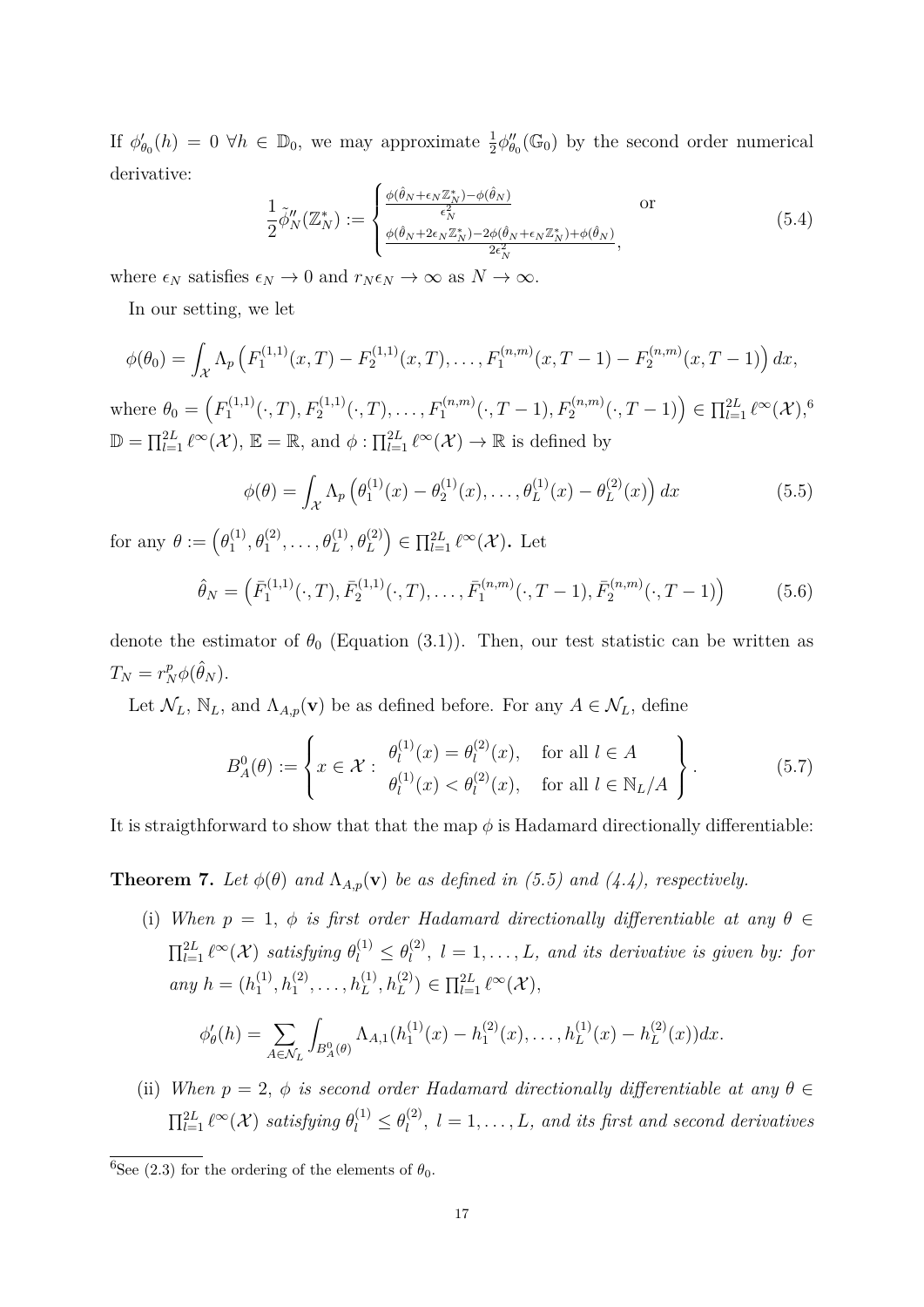If $\phi'_{\theta_0}(h) = 0 \ \forall h \in \mathbb{D}_0$, we may approximate $\frac{1}{2}\phi''_{\theta_0}(\mathbb{G}_0)$ by the second order numerical derivative:

$$\frac{1}{2}\tilde{\phi}''_N(\mathbb{Z}_N^*) := \begin{cases} \frac{\phi(\hat{\theta}_N + \epsilon_N \mathbb{Z}_N^*) - \phi(\hat{\theta}_N)}{\epsilon_N^2} & \text{or} \\ \frac{\phi(\hat{\theta}_N + 2\epsilon_N \mathbb{Z}_N^*) - 2\phi(\hat{\theta}_N + \epsilon_N \mathbb{Z}_N^*) + \phi(\hat{\theta}_N)}{2\epsilon_N^2}, & \end{cases} \tag{5.4}$$

where $\epsilon_N$ satisfies $\epsilon_N \to 0$ and $r_N \epsilon_N \to \infty$ as $N \to \infty$.

In our setting, we let

$$\phi(\theta_0) = \int_{\mathcal{X}} \Lambda_p \left( F_1^{(1,1)}(x,T) - F_2^{(1,1)}(x,T), \ldots, F_1^{(n,m)}(x,T-1) - F_2^{(n,m)}(x,T-1) \right) dx,$$

where $\theta_0 = \left( F_1^{(1,1)}(\cdot,T), F_2^{(1,1)}(\cdot,T), \ldots, F_1^{(n,m)}(\cdot,T-1), F_2^{(n,m)}(\cdot,T-1) \right) \in \prod_{l=1}^{2L} \ell^\infty(\mathcal{X})$,[6] $\mathbb{D} = \prod_{l=1}^{2L} \ell^\infty(\mathcal{X})$, $\mathbb{E} = \mathbb{R}$, and $\phi : \prod_{l=1}^{2L} \ell^\infty(\mathcal{X}) \to \mathbb{R}$ is defined by

$$\phi(\theta) = \int_{\mathcal{X}} \Lambda_p \left( \theta_1^{(1)}(x) - \theta_2^{(1)}(x), \ldots, \theta_L^{(1)}(x) - \theta_L^{(2)}(x) \right) dx \tag{5.5}$$

for any $\theta := \left( \theta_1^{(1)}, \theta_1^{(2)}, \ldots, \theta_L^{(1)}, \theta_L^{(2)} \right) \in \prod_{l=1}^{2L} \ell^\infty(\mathcal{X})$. Let

$$\hat{\theta}_N = \left( \bar{F}_1^{(1,1)}(\cdot,T), \bar{F}_2^{(1,1)}(\cdot,T), \ldots, \bar{F}_1^{(n,m)}(\cdot,T-1), \bar{F}_2^{(n,m)}(\cdot,T-1) \right) \tag{5.6}$$

denote the estimator of $\theta_0$ (Equation (3.1)). Then, our test statistic can be written as $T_N = r_N^p \phi(\hat{\theta}_N)$.

Let $\mathcal{N}_L$, $\mathbb{N}_L$, and $\Lambda_{A,p}(\mathbf{v})$ be as defined before. For any $A \in \mathcal{N}_L$, define

$$B_A^0(\theta) := \left\{ x \in \mathcal{X} : \begin{array}{ll} \theta_l^{(1)}(x) = \theta_l^{(2)}(x), & \text{for all } l \in A \\ \theta_l^{(1)}(x) < \theta_l^{(2)}(x), & \text{for all } l \in \mathbb{N}_L / A \end{array} \right\}. \tag{5.7}$$

It is straigthforward to show that that the map $\phi$ is Hadamard directionally differentiable:

**Theorem 7.** *Let $\phi(\theta)$ and $\Lambda_{A,p}(\mathbf{v})$ be as defined in (5.5) and (4.4), respectively.*

(i) *When $p = 1$, $\phi$ is first order Hadamard directionally differentiable at any $\theta \in \prod_{l=1}^{2L} \ell^\infty(\mathcal{X})$ satisfying $\theta_l^{(1)} \le \theta_l^{(2)}$, $l = 1, \ldots, L$, and its derivative is given by: for any $h = (h_1^{(1)}, h_1^{(2)}, \ldots, h_L^{(1)}, h_L^{(2)}) \in \prod_{l=1}^{2L} \ell^\infty(\mathcal{X})$,*

$$\phi'_\theta(h) = \sum_{A \in \mathcal{N}_L} \int_{B_A^0(\theta)} \Lambda_{A,1}(h_1^{(1)}(x) - h_1^{(2)}(x), \ldots, h_L^{(1)}(x) - h_L^{(2)}(x)) dx.$$

(ii) *When $p = 2$, $\phi$ is second order Hadamard directionally differentiable at any $\theta \in \prod_{l=1}^{2L} \ell^\infty(\mathcal{X})$ satisfying $\theta_l^{(1)} \le \theta_l^{(2)}$, $l = 1, \ldots, L$, and its first and second derivatives*

[6] See (2.3) for the ordering of the elements of $\theta_0$.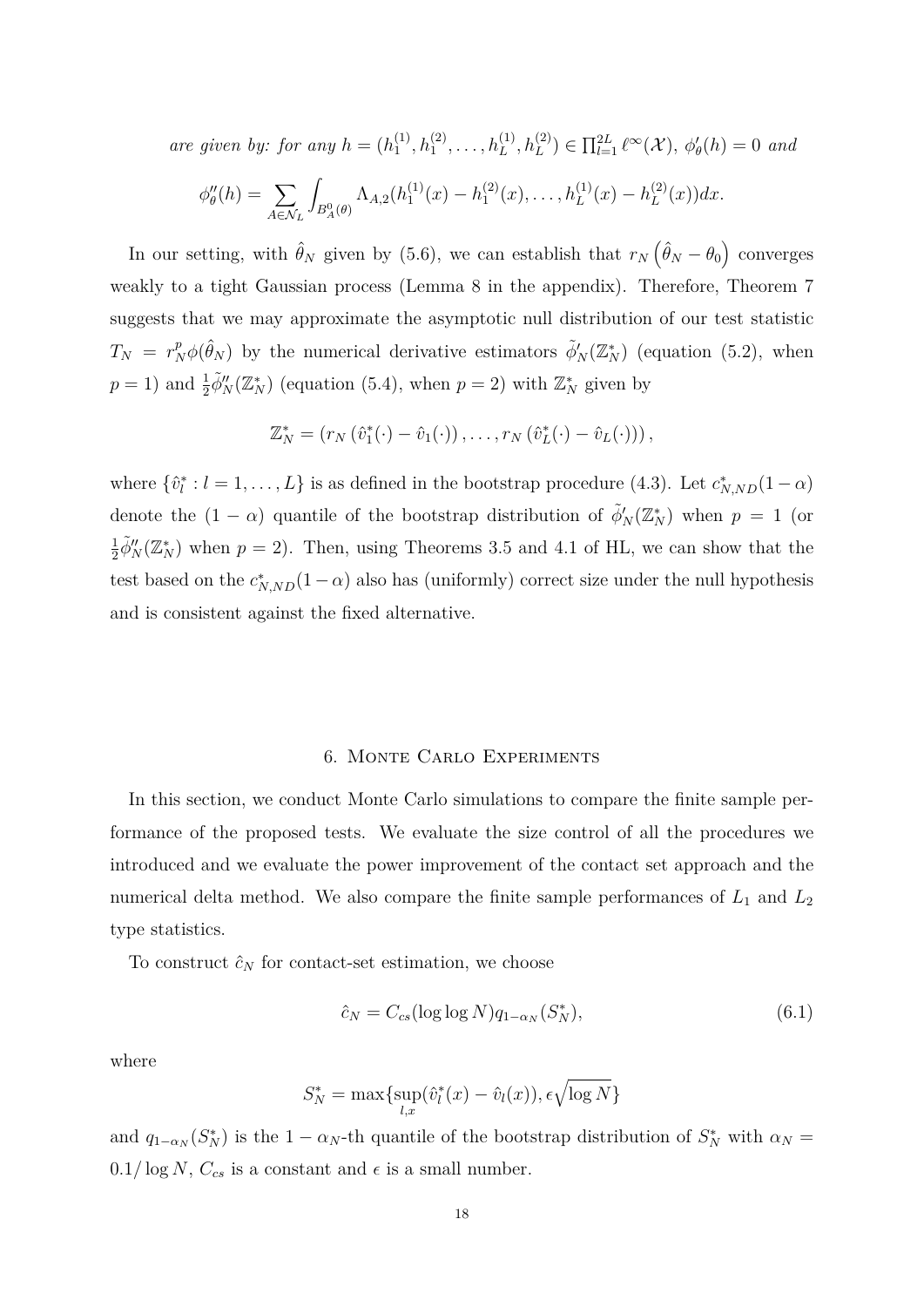*are given by: for any* $h = (h_1^{(1)}, h_1^{(2)}, \ldots, h_L^{(1)}, h_L^{(2)}) \in \prod_{l=1}^{2L} \ell^\infty(\mathcal{X})$, $\phi'_\theta(h) = 0$ *and*

$$\phi''_\theta(h) = \sum_{A \in \mathcal{N}_L} \int_{B_A^0(\theta)} \Lambda_{A,2}(h_1^{(1)}(x) - h_1^{(2)}(x), \ldots, h_L^{(1)}(x) - h_L^{(2)}(x))dx.$$

In our setting, with $\hat{\theta}_N$ given by (5.6), we can establish that $r_N\left(\hat{\theta}_N - \theta_0\right)$ converges weakly to a tight Gaussian process (Lemma 8 in the appendix). Therefore, Theorem 7 suggests that we may approximate the asymptotic null distribution of our test statistic $T_N = r_N^p \phi(\hat{\theta}_N)$ by the numerical derivative estimators $\tilde{\phi}'_N(\mathbb{Z}_N^*)$ (equation (5.2), when $p = 1$) and $\frac{1}{2}\tilde{\phi}''_N(\mathbb{Z}_N^*)$ (equation (5.4), when $p = 2$) with $\mathbb{Z}_N^*$ given by

$$\mathbb{Z}_N^* = \left(r_N\left(\hat{v}_1^*(\cdot) - \hat{v}_1(\cdot)\right), \ldots, r_N\left(\hat{v}_L^*(\cdot) - \hat{v}_L(\cdot)\right)\right),$$

where $\{\hat{v}_l^* : l = 1, \ldots, L\}$ is as defined in the bootstrap procedure (4.3). Let $c_{N,ND}^*(1-\alpha)$ denote the $(1-\alpha)$ quantile of the bootstrap distribution of $\tilde{\phi}'_N(\mathbb{Z}_N^*)$ when $p = 1$ (or $\frac{1}{2}\tilde{\phi}''_N(\mathbb{Z}_N^*)$ when $p = 2$). Then, using Theorems 3.5 and 4.1 of HL, we can show that the test based on the $c_{N,ND}^*(1-\alpha)$ also has (uniformly) correct size under the null hypothesis and is consistent against the fixed alternative.

## 6. Monte Carlo Experiments

In this section, we conduct Monte Carlo simulations to compare the finite sample performance of the proposed tests. We evaluate the size control of all the procedures we introduced and we evaluate the power improvement of the contact set approach and the numerical delta method. We also compare the finite sample performances of $L_1$ and $L_2$ type statistics.

To construct $\hat{c}_N$ for contact-set estimation, we choose

$$\hat{c}_N = C_{cs}(\log\log N)q_{1-\alpha_N}(S_N^*), \tag{6.1}$$

where

$$S_N^* = \max\{\sup_{l,x}(\hat{v}_l^*(x) - \hat{v}_l(x)), \epsilon\sqrt{\log N}\}$$

and $q_{1-\alpha_N}(S_N^*)$ is the $1-\alpha_N$-th quantile of the bootstrap distribution of $S_N^*$ with $\alpha_N = 0.1/\log N$, $C_{cs}$ is a constant and $\epsilon$ is a small number.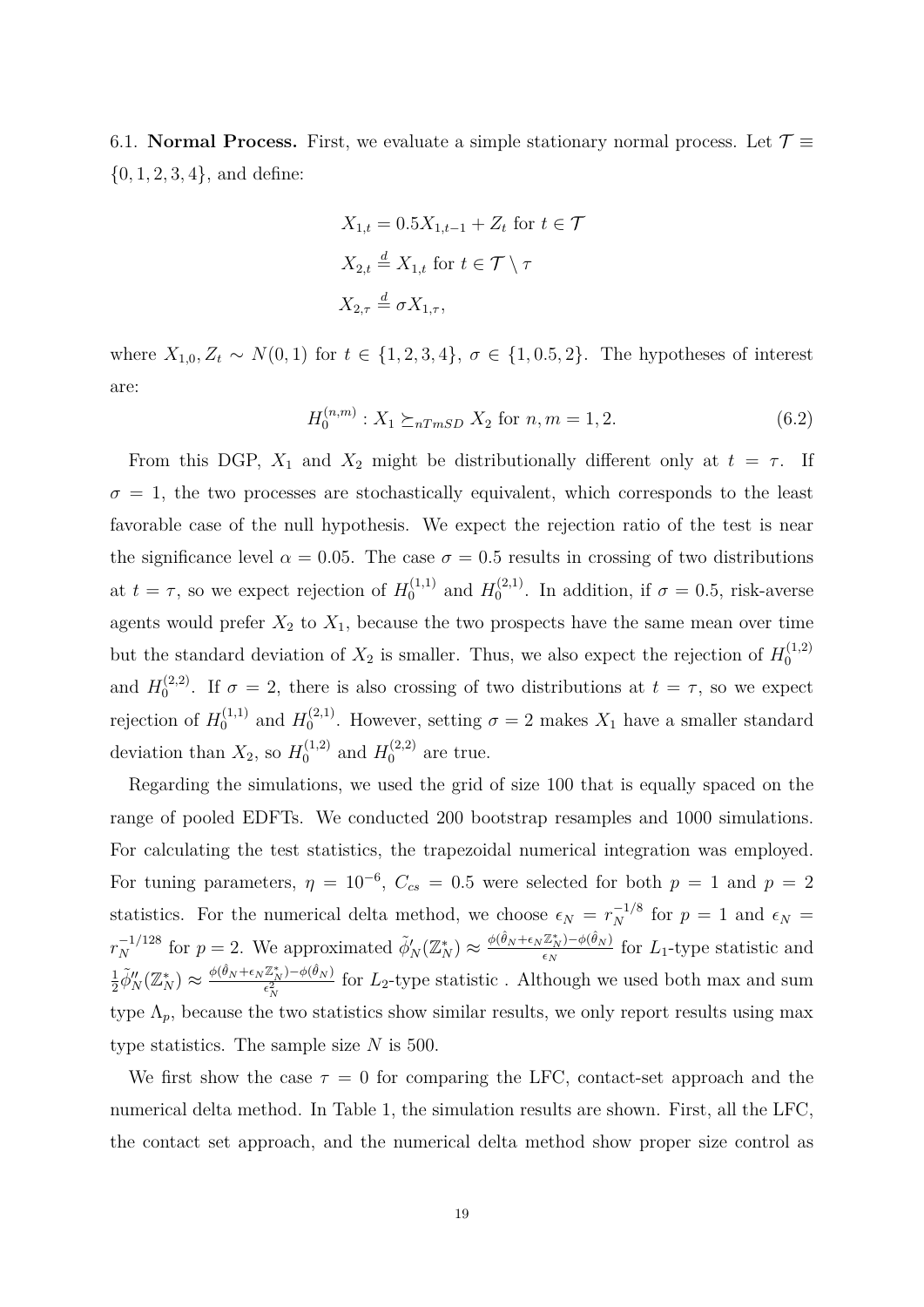6.1. **Normal Process.** First, we evaluate a simple stationary normal process. Let $\mathcal{T} \equiv \{0, 1, 2, 3, 4\}$, and define:

$$
\begin{aligned}
X_{1,t} &= 0.5X_{1,t-1} + Z_t \text{ for } t \in \mathcal{T} \\
X_{2,t} &\stackrel{d}{=} X_{1,t} \text{ for } t \in \mathcal{T} \setminus \tau \\
X_{2,\tau} &\stackrel{d}{=} \sigma X_{1,\tau},
\end{aligned}
$$

where $X_{1,0}, Z_t \sim N(0, 1)$ for $t \in \{1, 2, 3, 4\}$, $\sigma \in \{1, 0.5, 2\}$. The hypotheses of interest are:

$$
H_0^{(n,m)} : X_1 \succeq_{nTmSD} X_2 \text{ for } n, m = 1, 2. \tag{6.2}
$$

From this DGP, $X_1$ and $X_2$ might be distributionally different only at $t = \tau$. If $\sigma = 1$, the two processes are stochastically equivalent, which corresponds to the least favorable case of the null hypothesis. We expect the rejection ratio of the test is near the significance level $\alpha = 0.05$. The case $\sigma = 0.5$ results in crossing of two distributions at $t = \tau$, so we expect rejection of $H_0^{(1,1)}$ and $H_0^{(2,1)}$. In addition, if $\sigma = 0.5$, risk-averse agents would prefer $X_2$ to $X_1$, because the two prospects have the same mean over time but the standard deviation of $X_2$ is smaller. Thus, we also expect the rejection of $H_0^{(1,2)}$ and $H_0^{(2,2)}$. If $\sigma = 2$, there is also crossing of two distributions at $t = \tau$, so we expect rejection of $H_0^{(1,1)}$ and $H_0^{(2,1)}$. However, setting $\sigma = 2$ makes $X_1$ have a smaller standard deviation than $X_2$, so $H_0^{(1,2)}$ and $H_0^{(2,2)}$ are true.

Regarding the simulations, we used the grid of size 100 that is equally spaced on the range of pooled EDFTs. We conducted 200 bootstrap resamples and 1000 simulations. For calculating the test statistics, the trapezoidal numerical integration was employed. For tuning parameters, $\eta = 10^{-6}$, $C_{cs} = 0.5$ were selected for both $p = 1$ and $p = 2$ statistics. For the numerical delta method, we choose $\epsilon_N = r_N^{-1/8}$ for $p = 1$ and $\epsilon_N = r_N^{-1/128}$ for $p = 2$. We approximated $\tilde{\phi}'_N(\mathbb{Z}_N^*) \approx \frac{\phi(\hat{\theta}_N + \epsilon_N \mathbb{Z}_N^*) - \phi(\hat{\theta}_N)}{\epsilon_N}$ for $L_1$-type statistic and $\frac{1}{2}\tilde{\phi}''_N(\mathbb{Z}_N^*) \approx \frac{\phi(\hat{\theta}_N + \epsilon_N \mathbb{Z}_N^*) - \phi(\hat{\theta}_N)}{\epsilon_N^2}$ for $L_2$-type statistic . Although we used both max and sum type $\Lambda_p$, because the two statistics show similar results, we only report results using max type statistics. The sample size $N$ is 500.

We first show the case $\tau = 0$ for comparing the LFC, contact-set approach and the numerical delta method. In Table 1, the simulation results are shown. First, all the LFC, the contact set approach, and the numerical delta method show proper size control as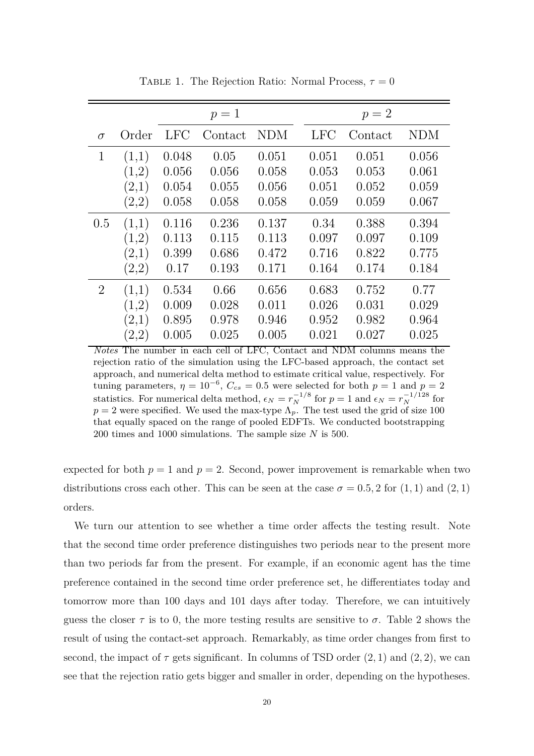Table 1. The Rejection Ratio: Normal Process, $\tau = 0$

| | | $p = 1$ | | | $p = 2$ | | |
|---|---|---|---|---|---|---|---|
| $\sigma$ | Order | LFC | Contact | NDM | LFC | Contact | NDM |
| 1 | (1,1) | 0.048 | 0.05 | 0.051 | 0.051 | 0.051 | 0.056 |
| | (1,2) | 0.056 | 0.056 | 0.058 | 0.053 | 0.053 | 0.061 |
| | (2,1) | 0.054 | 0.055 | 0.056 | 0.051 | 0.052 | 0.059 |
| | (2,2) | 0.058 | 0.058 | 0.058 | 0.059 | 0.059 | 0.067 |
| 0.5 | (1,1) | 0.116 | 0.236 | 0.137 | 0.34 | 0.388 | 0.394 |
| | (1,2) | 0.113 | 0.115 | 0.113 | 0.097 | 0.097 | 0.109 |
| | (2,1) | 0.399 | 0.686 | 0.472 | 0.716 | 0.822 | 0.775 |
| | (2,2) | 0.17 | 0.193 | 0.171 | 0.164 | 0.174 | 0.184 |
| 2 | (1,1) | 0.534 | 0.66 | 0.656 | 0.683 | 0.752 | 0.77 |
| | (1,2) | 0.009 | 0.028 | 0.011 | 0.026 | 0.031 | 0.029 |
| | (2,1) | 0.895 | 0.978 | 0.946 | 0.952 | 0.982 | 0.964 |
| | (2,2) | 0.005 | 0.025 | 0.005 | 0.021 | 0.027 | 0.025 |

*Notes* The number in each cell of LFC, Contact and NDM columns means the rejection ratio of the simulation using the LFC-based approach, the contact set approach, and numerical delta method to estimate critical value, respectively. For tuning parameters, $\eta = 10^{-6}$, $C_{cs} = 0.5$ were selected for both $p = 1$ and $p = 2$ statistics. For numerical delta method, $\epsilon_N = r_N^{-1/8}$ for $p = 1$ and $\epsilon_N = r_N^{-1/128}$ for $p = 2$ were specified. We used the max-type $\Lambda_p$. The test used the grid of size 100 that equally spaced on the range of pooled EDFTs. We conducted bootstrapping 200 times and 1000 simulations. The sample size $N$ is 500.

expected for both $p = 1$ and $p = 2$. Second, power improvement is remarkable when two distributions cross each other. This can be seen at the case $\sigma = 0.5, 2$ for $(1, 1)$ and $(2, 1)$ orders.

We turn our attention to see whether a time order affects the testing result. Note that the second time order preference distinguishes two periods near to the present more than two periods far from the present. For example, if an economic agent has the time preference contained in the second time order preference set, he differentiates today and tomorrow more than 100 days and 101 days after today. Therefore, we can intuitively guess the closer $\tau$ is to 0, the more testing results are sensitive to $\sigma$. Table 2 shows the result of using the contact-set approach. Remarkably, as time order changes from first to second, the impact of $\tau$ gets significant. In columns of TSD order $(2, 1)$ and $(2, 2)$, we can see that the rejection ratio gets bigger and smaller in order, depending on the hypotheses.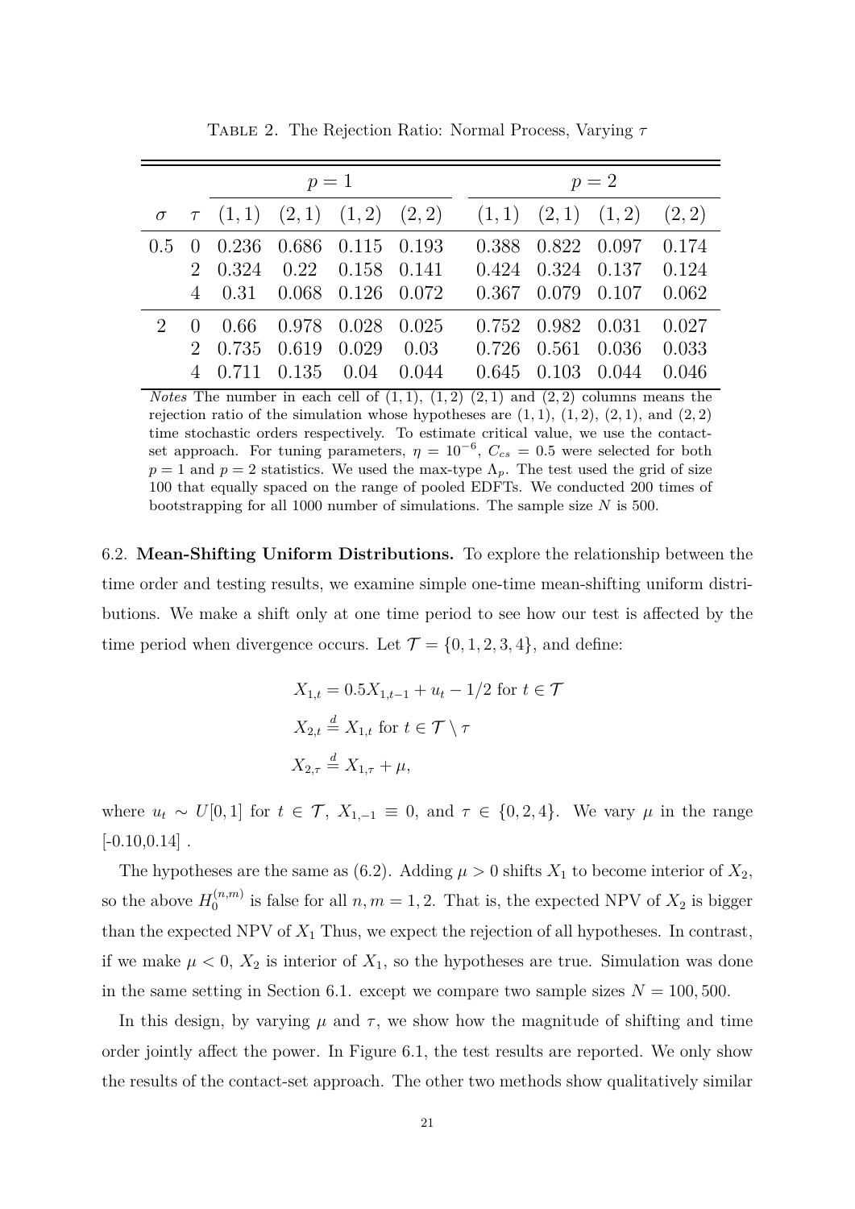Table 2. The Rejection Ratio: Normal Process, Varying $\tau$

| | | $p=1$ | | | | $p=2$ | | | |
|---|---|---|---|---|---|---|---|---|---|
| $\sigma$ | $\tau$ | $(1,1)$ | $(2,1)$ | $(1,2)$ | $(2,2)$ | $(1,1)$ | $(2,1)$ | $(1,2)$ | $(2,2)$ |
| 0.5 | 0 | 0.236 | 0.686 | 0.115 | 0.193 | 0.388 | 0.822 | 0.097 | 0.174 |
| | 2 | 0.324 | 0.22 | 0.158 | 0.141 | 0.424 | 0.324 | 0.137 | 0.124 |
| | 4 | 0.31 | 0.068 | 0.126 | 0.072 | 0.367 | 0.079 | 0.107 | 0.062 |
| 2 | 0 | 0.66 | 0.978 | 0.028 | 0.025 | 0.752 | 0.982 | 0.031 | 0.027 |
| | 2 | 0.735 | 0.619 | 0.029 | 0.03 | 0.726 | 0.561 | 0.036 | 0.033 |
| | 4 | 0.711 | 0.135 | 0.04 | 0.044 | 0.645 | 0.103 | 0.044 | 0.046 |

*Notes* The number in each cell of $(1,1)$, $(1,2)$ $(2,1)$ and $(2,2)$ columns means the rejection ratio of the simulation whose hypotheses are $(1,1)$, $(1,2)$, $(2,1)$, and $(2,2)$ time stochastic orders respectively. To estimate critical value, we use the contact-set approach. For tuning parameters, $\eta = 10^{-6}$, $C_{cs} = 0.5$ were selected for both $p=1$ and $p=2$ statistics. We used the max-type $\Lambda_p$. The test used the grid of size 100 that equally spaced on the range of pooled EDFTs. We conducted 200 times of bootstrapping for all 1000 number of simulations. The sample size $N$ is 500.

6.2. **Mean-Shifting Uniform Distributions.** To explore the relationship between the time order and testing results, we examine simple one-time mean-shifting uniform distributions. We make a shift only at one time period to see how our test is affected by the time period when divergence occurs. Let $\mathcal{T} = \{0,1,2,3,4\}$, and define:

$$X_{1,t} = 0.5X_{1,t-1} + u_t - 1/2 \text{ for } t \in \mathcal{T}$$

$$X_{2,t} \stackrel{d}{=} X_{1,t} \text{ for } t \in \mathcal{T} \setminus \tau$$

$$X_{2,\tau} \stackrel{d}{=} X_{1,\tau} + \mu,$$

where $u_t \sim U[0,1]$ for $t \in \mathcal{T}$, $X_{1,-1} \equiv 0$, and $\tau \in \{0,2,4\}$. We vary $\mu$ in the range [-0.10,0.14] .

The hypotheses are the same as (6.2). Adding $\mu > 0$ shifts $X_1$ to become interior of $X_2$, so the above $H_0^{(n,m)}$ is false for all $n,m = 1,2$. That is, the expected NPV of $X_2$ is bigger than the expected NPV of $X_1$ Thus, we expect the rejection of all hypotheses. In contrast, if we make $\mu < 0$, $X_2$ is interior of $X_1$, so the hypotheses are true. Simulation was done in the same setting in Section 6.1. except we compare two sample sizes $N = 100, 500$.

In this design, by varying $\mu$ and $\tau$, we show how the magnitude of shifting and time order jointly affect the power. In Figure 6.1, the test results are reported. We only show the results of the contact-set approach. The other two methods show qualitatively similar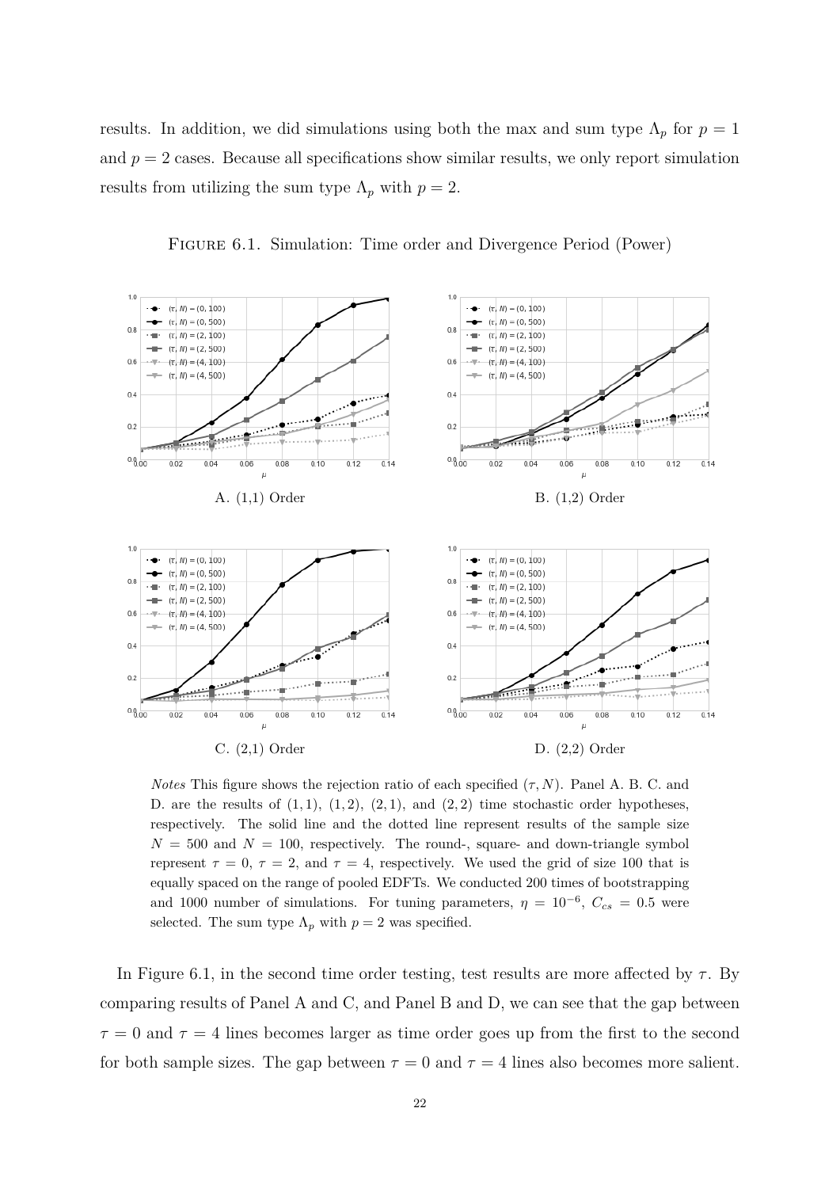results. In addition, we did simulations using both the max and sum type $\Lambda_p$ for $p = 1$ and $p = 2$ cases. Because all specifications show similar results, we only report simulation results from utilizing the sum type $\Lambda_p$ with $p = 2$.

FIGURE 6.1. Simulation: Time order and Divergence Period (Power)

A. (1,1) Order

B. (1,2) Order

C. (2,1) Order

D. (2,2) Order

*Notes* This figure shows the rejection ratio of each specified $(\tau, N)$. Panel A. B. C. and D. are the results of $(1,1)$, $(1,2)$, $(2,1)$, and $(2,2)$ time stochastic order hypotheses, respectively. The solid line and the dotted line represent results of the sample size $N = 500$ and $N = 100$, respectively. The round-, square- and down-triangle symbol represent $\tau = 0$, $\tau = 2$, and $\tau = 4$, respectively. We used the grid of size 100 that is equally spaced on the range of pooled EDFTs. We conducted 200 times of bootstrapping and 1000 number of simulations. For tuning parameters, $\eta = 10^{-6}$, $C_{cs} = 0.5$ were selected. The sum type $\Lambda_p$ with $p = 2$ was specified.

In Figure 6.1, in the second time order testing, test results are more affected by $\tau$. By comparing results of Panel A and C, and Panel B and D, we can see that the gap between $\tau = 0$ and $\tau = 4$ lines becomes larger as time order goes up from the first to the second for both sample sizes. The gap between $\tau = 0$ and $\tau = 4$ lines also becomes more salient.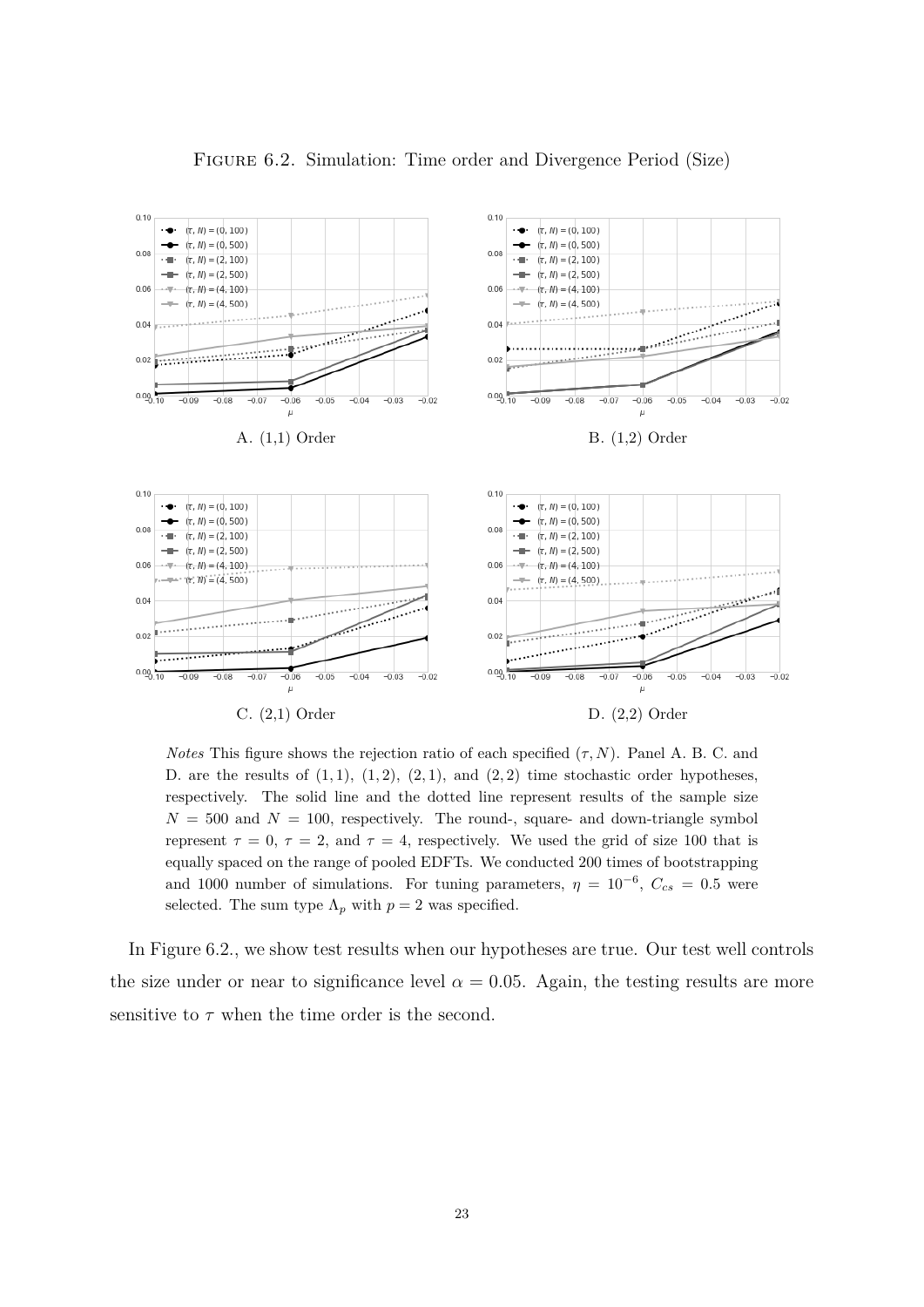FIGURE 6.2. Simulation: Time order and Divergence Period (Size)

A. (1,1) Order

B. (1,2) Order

C. (2,1) Order

D. (2,2) Order

*Notes* This figure shows the rejection ratio of each specified $(\tau, N)$. Panel A. B. C. and D. are the results of $(1,1)$, $(1,2)$, $(2,1)$, and $(2,2)$ time stochastic order hypotheses, respectively. The solid line and the dotted line represent results of the sample size $N = 500$ and $N = 100$, respectively. The round-, square- and down-triangle symbol represent $\tau = 0$, $\tau = 2$, and $\tau = 4$, respectively. We used the grid of size 100 that is equally spaced on the range of pooled EDFTs. We conducted 200 times of bootstrapping and 1000 number of simulations. For tuning parameters, $\eta = 10^{-6}$, $C_{cs} = 0.5$ were selected. The sum type $\Lambda_p$ with $p = 2$ was specified.

In Figure 6.2., we show test results when our hypotheses are true. Our test well controls the size under or near to significance level $\alpha = 0.05$. Again, the testing results are more sensitive to $\tau$ when the time order is the second.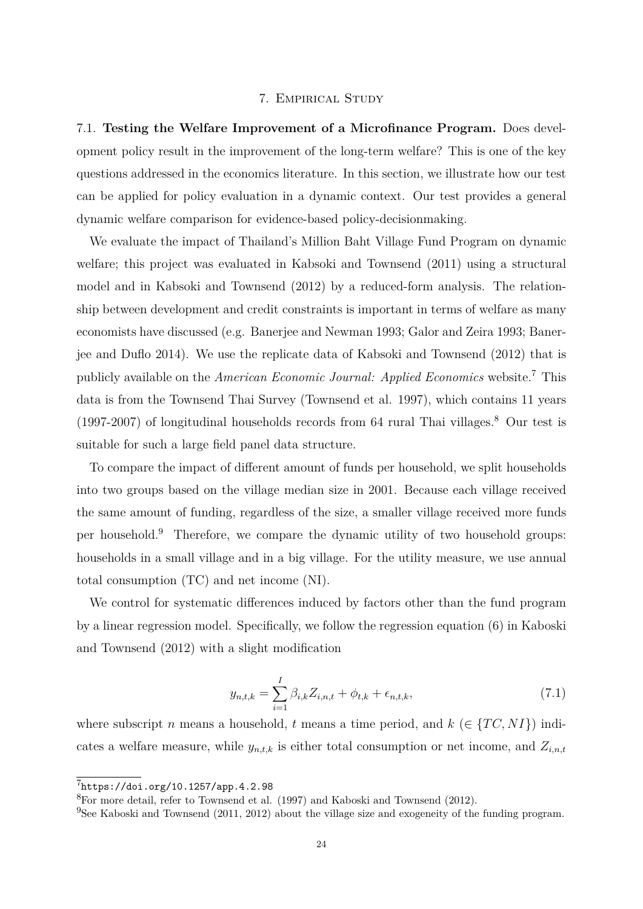## 7. Empirical Study

7.1. **Testing the Welfare Improvement of a Microfinance Program.** Does development policy result in the improvement of the long-term welfare? This is one of the key questions addressed in the economics literature. In this section, we illustrate how our test can be applied for policy evaluation in a dynamic context. Our test provides a general dynamic welfare comparison for evidence-based policy-decisionmaking.

We evaluate the impact of Thailand's Million Baht Village Fund Program on dynamic welfare; this project was evaluated in Kabsoki and Townsend (2011) using a structural model and in Kabsoki and Townsend (2012) by a reduced-form analysis. The relationship between development and credit constraints is important in terms of welfare as many economists have discussed (e.g. Banerjee and Newman 1993; Galor and Zeira 1993; Banerjee and Duflo 2014). We use the replicate data of Kabsoki and Townsend (2012) that is publicly available on the *American Economic Journal: Applied Economics* website.[7] This data is from the Townsend Thai Survey (Townsend et al. 1997), which contains 11 years (1997-2007) of longitudinal households records from 64 rural Thai villages.[8] Our test is suitable for such a large field panel data structure.

To compare the impact of different amount of funds per household, we split households into two groups based on the village median size in 2001. Because each village received the same amount of funding, regardless of the size, a smaller village received more funds per household.[9] Therefore, we compare the dynamic utility of two household groups: households in a small village and in a big village. For the utility measure, we use annual total consumption (TC) and net income (NI).

We control for systematic differences induced by factors other than the fund program by a linear regression model. Specifically, we follow the regression equation (6) in Kaboski and Townsend (2012) with a slight modification

$$y_{n,t,k} = \sum_{i=1}^{I} \beta_{i,k} Z_{i,n,t} + \phi_{t,k} + \epsilon_{n,t,k}, \tag{7.1}$$

where subscript $n$ means a household, $t$ means a time period, and $k$ ($\in \{TC, NI\}$) indicates a welfare measure, while $y_{n,t,k}$ is either total consumption or net income, and $Z_{i,n,t}$

---

[7] `https://doi.org/10.1257/app.4.2.98`

[8] For more detail, refer to Townsend et al. (1997) and Kaboski and Townsend (2012).

[9] See Kaboski and Townsend (2011, 2012) about the village size and exogeneity of the funding program.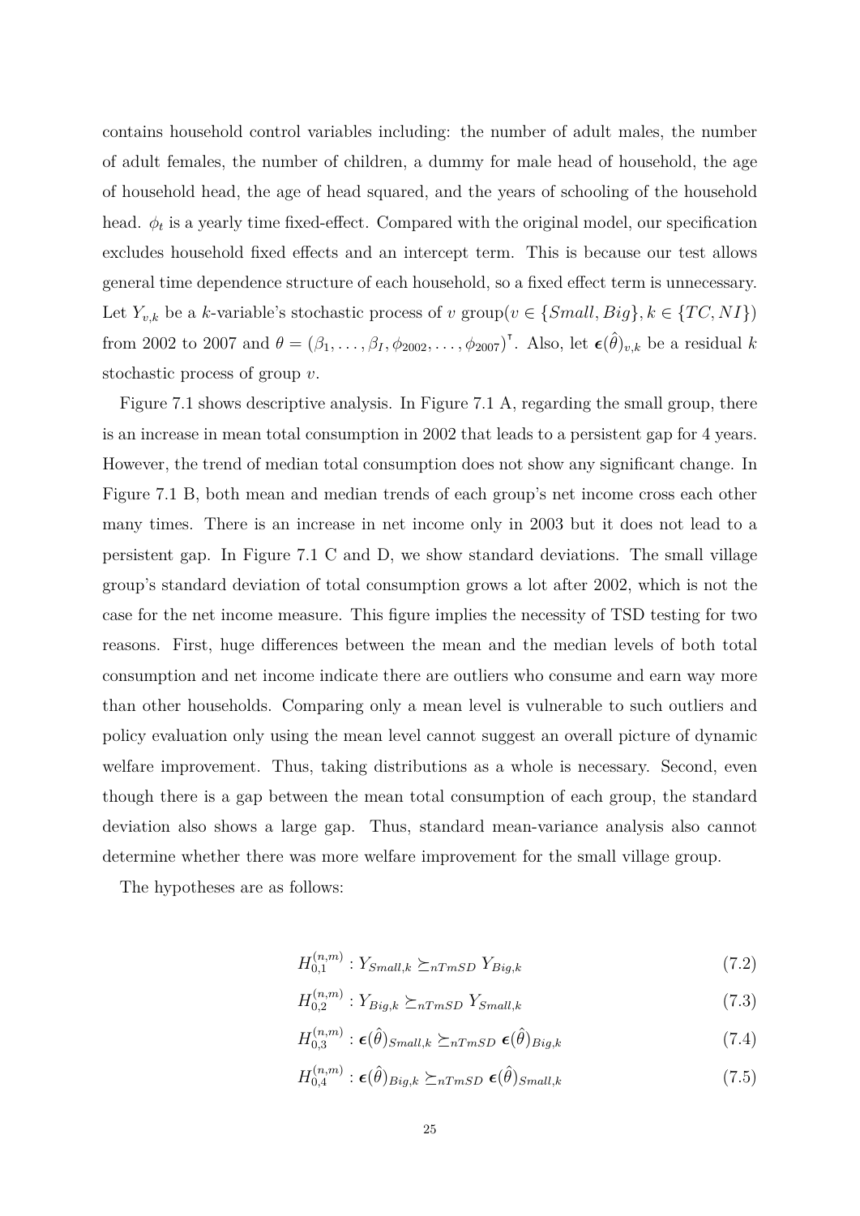contains household control variables including: the number of adult males, the number of adult females, the number of children, a dummy for male head of household, the age of household head, the age of head squared, and the years of schooling of the household head. $\phi_t$ is a yearly time fixed-effect. Compared with the original model, our specification excludes household fixed effects and an intercept term. This is because our test allows general time dependence structure of each household, so a fixed effect term is unnecessary. Let $Y_{v,k}$ be a $k$-variable's stochastic process of $v$ group($v \in \{Small, Big\}, k \in \{TC, NI\}$) from 2002 to 2007 and $\theta = (\beta_1, \ldots, \beta_I, \phi_{2002}, \ldots, \phi_{2007})^\intercal$. Also, let $\boldsymbol{\epsilon}(\hat{\theta})_{v,k}$ be a residual $k$ stochastic process of group $v$.

Figure 7.1 shows descriptive analysis. In Figure 7.1 A, regarding the small group, there is an increase in mean total consumption in 2002 that leads to a persistent gap for 4 years. However, the trend of median total consumption does not show any significant change. In Figure 7.1 B, both mean and median trends of each group's net income cross each other many times. There is an increase in net income only in 2003 but it does not lead to a persistent gap. In Figure 7.1 C and D, we show standard deviations. The small village group's standard deviation of total consumption grows a lot after 2002, which is not the case for the net income measure. This figure implies the necessity of TSD testing for two reasons. First, huge differences between the mean and the median levels of both total consumption and net income indicate there are outliers who consume and earn way more than other households. Comparing only a mean level is vulnerable to such outliers and policy evaluation only using the mean level cannot suggest an overall picture of dynamic welfare improvement. Thus, taking distributions as a whole is necessary. Second, even though there is a gap between the mean total consumption of each group, the standard deviation also shows a large gap. Thus, standard mean-variance analysis also cannot determine whether there was more welfare improvement for the small village group.

The hypotheses are as follows:

$$H_{0,1}^{(n,m)} : Y_{Small,k} \succeq_{nTmSD} Y_{Big,k} \tag{7.2}$$

$$H_{0,2}^{(n,m)} : Y_{Big,k} \succeq_{nTmSD} Y_{Small,k} \tag{7.3}$$

$$H_{0,3}^{(n,m)} : \boldsymbol{\epsilon}(\hat{\theta})_{Small,k} \succeq_{nTmSD} \boldsymbol{\epsilon}(\hat{\theta})_{Big,k} \tag{7.4}$$

$$H_{0,4}^{(n,m)} : \boldsymbol{\epsilon}(\hat{\theta})_{Big,k} \succeq_{nTmSD} \boldsymbol{\epsilon}(\hat{\theta})_{Small,k} \tag{7.5}$$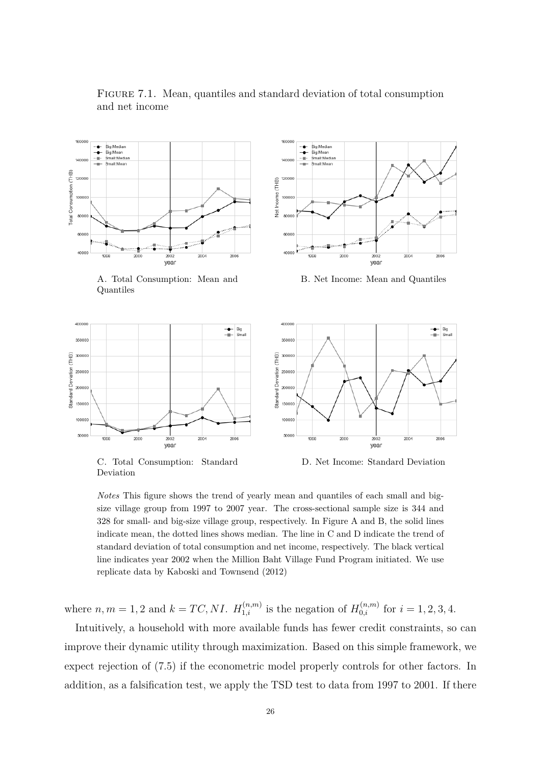FIGURE 7.1. Mean, quantiles and standard deviation of total consumption and net income

A. Total Consumption: Mean and Quantiles

B. Net Income: Mean and Quantiles

C. Total Consumption: Standard Deviation

D. Net Income: Standard Deviation

*Notes* This figure shows the trend of yearly mean and quantiles of each small and big-size village group from 1997 to 2007 year. The cross-sectional sample size is 344 and 328 for small- and big-size village group, respectively. In Figure A and B, the solid lines indicate mean, the dotted lines shows median. The line in C and D indicate the trend of standard deviation of total consumption and net income, respectively. The black vertical line indicates year 2002 when the Million Baht Village Fund Program initiated. We use replicate data by Kaboski and Townsend (2012)

where $n, m = 1, 2$ and $k = TC, NI$. $H_{1,i}^{(n,m)}$ is the negation of $H_{0,i}^{(n,m)}$ for $i = 1, 2, 3, 4$.

Intuitively, a household with more available funds has fewer credit constraints, so can improve their dynamic utility through maximization. Based on this simple framework, we expect rejection of (7.5) if the econometric model properly controls for other factors. In addition, as a falsification test, we apply the TSD test to data from 1997 to 2001. If there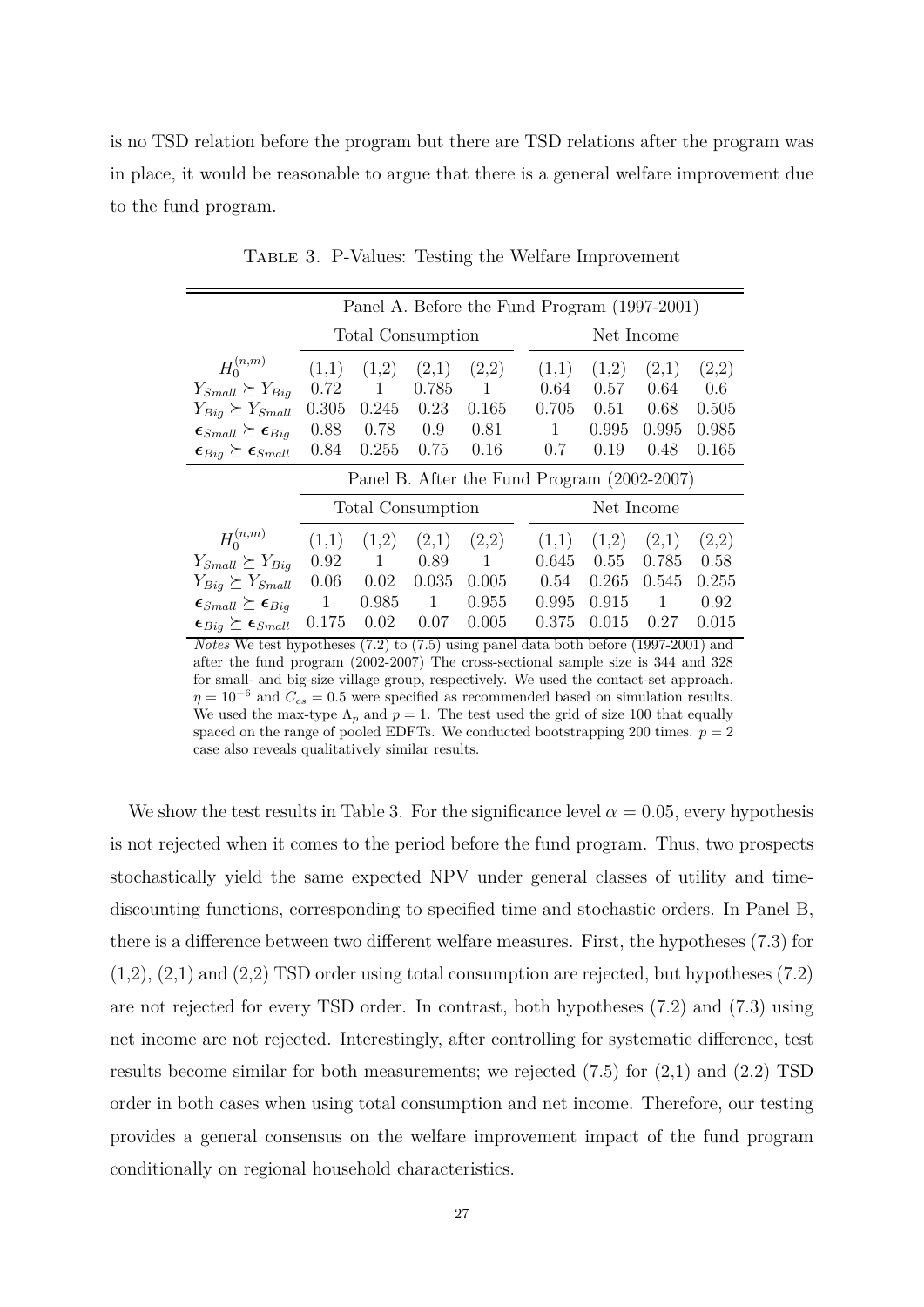is no TSD relation before the program but there are TSD relations after the program was in place, it would be reasonable to argue that there is a general welfare improvement due to the fund program.

Table 3. P-Values: Testing the Welfare Improvement

| | Panel A. Before the Fund Program (1997-2001) | | | | | | | |
|---|---|---|---|---|---|---|---|---|
| | Total Consumption | | | | Net Income | | | |
| $H_0^{(n,m)}$ | (1,1) | (1,2) | (2,1) | (2,2) | (1,1) | (1,2) | (2,1) | (2,2) |
| $Y_{Small} \succeq Y_{Big}$ | 0.72 | 1 | 0.785 | 1 | 0.64 | 0.57 | 0.64 | 0.6 |
| $Y_{Big} \succeq Y_{Small}$ | 0.305 | 0.245 | 0.23 | 0.165 | 0.705 | 0.51 | 0.68 | 0.505 |
| $\boldsymbol{\epsilon}_{Small} \succeq \boldsymbol{\epsilon}_{Big}$ | 0.88 | 0.78 | 0.9 | 0.81 | 1 | 0.995 | 0.995 | 0.985 |
| $\boldsymbol{\epsilon}_{Big} \succeq \boldsymbol{\epsilon}_{Small}$ | 0.84 | 0.255 | 0.75 | 0.16 | 0.7 | 0.19 | 0.48 | 0.165 |
| | Panel B. After the Fund Program (2002-2007) | | | | | | | |
| | Total Consumption | | | | Net Income | | | |
| $H_0^{(n,m)}$ | (1,1) | (1,2) | (2,1) | (2,2) | (1,1) | (1,2) | (2,1) | (2,2) |
| $Y_{Small} \succeq Y_{Big}$ | 0.92 | 1 | 0.89 | 1 | 0.645 | 0.55 | 0.785 | 0.58 |
| $Y_{Big} \succeq Y_{Small}$ | 0.06 | 0.02 | 0.035 | 0.005 | 0.54 | 0.265 | 0.545 | 0.255 |
| $\boldsymbol{\epsilon}_{Small} \succeq \boldsymbol{\epsilon}_{Big}$ | 1 | 0.985 | 1 | 0.955 | 0.995 | 0.915 | 1 | 0.92 |
| $\boldsymbol{\epsilon}_{Big} \succeq \boldsymbol{\epsilon}_{Small}$ | 0.175 | 0.02 | 0.07 | 0.005 | 0.375 | 0.015 | 0.27 | 0.015 |

*Notes* We test hypotheses (7.2) to (7.5) using panel data both before (1997-2001) and after the fund program (2002-2007) The cross-sectional sample size is 344 and 328 for small- and big-size village group, respectively. We used the contact-set approach. $\eta = 10^{-6}$ and $C_{cs} = 0.5$ were specified as recommended based on simulation results. We used the max-type $\Lambda_p$ and $p = 1$. The test used the grid of size 100 that equally spaced on the range of pooled EDFTs. We conducted bootstrapping 200 times. $p = 2$ case also reveals qualitatively similar results.

We show the test results in Table 3. For the significance level $\alpha = 0.05$, every hypothesis is not rejected when it comes to the period before the fund program. Thus, two prospects stochastically yield the same expected NPV under general classes of utility and time-discounting functions, corresponding to specified time and stochastic orders. In Panel B, there is a difference between two different welfare measures. First, the hypotheses (7.3) for (1,2), (2,1) and (2,2) TSD order using total consumption are rejected, but hypotheses (7.2) are not rejected for every TSD order. In contrast, both hypotheses (7.2) and (7.3) using net income are not rejected. Interestingly, after controlling for systematic difference, test results become similar for both measurements; we rejected (7.5) for (2,1) and (2,2) TSD order in both cases when using total consumption and net income. Therefore, our testing provides a general consensus on the welfare improvement impact of the fund program conditionally on regional household characteristics.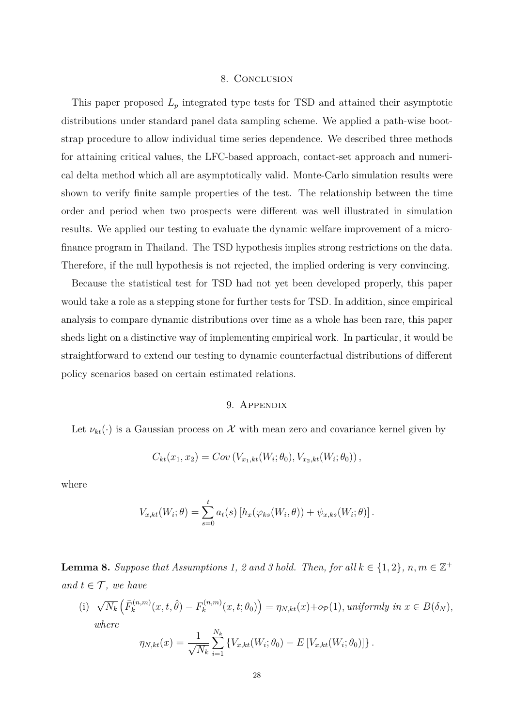## 8. Conclusion

This paper proposed $L_p$ integrated type tests for TSD and attained their asymptotic distributions under standard panel data sampling scheme. We applied a path-wise bootstrap procedure to allow individual time series dependence. We described three methods for attaining critical values, the LFC-based approach, contact-set approach and numerical delta method which all are asymptotically valid. Monte-Carlo simulation results were shown to verify finite sample properties of the test. The relationship between the time order and period when two prospects were different was well illustrated in simulation results. We applied our testing to evaluate the dynamic welfare improvement of a microfinance program in Thailand. The TSD hypothesis implies strong restrictions on the data. Therefore, if the null hypothesis is not rejected, the implied ordering is very convincing.

Because the statistical test for TSD had not yet been developed properly, this paper would take a role as a stepping stone for further tests for TSD. In addition, since empirical analysis to compare dynamic distributions over time as a whole has been rare, this paper sheds light on a distinctive way of implementing empirical work. In particular, it would be straightforward to extend our testing to dynamic counterfactual distributions of different policy scenarios based on certain estimated relations.

## 9. Appendix

Let $\nu_{kt}(\cdot)$ is a Gaussian process on $\mathcal{X}$ with mean zero and covariance kernel given by

$$C_{kt}(x_1, x_2) = Cov\left(V_{x_1,kt}(W_i; \theta_0), V_{x_2,kt}(W_i; \theta_0)\right),$$

where

$$V_{x,kt}(W_i; \theta) = \sum_{s=0}^{t} a_t(s)\left[h_x(\varphi_{ks}(W_i, \theta)) + \psi_{x,ks}(W_i; \theta)\right].$$

**Lemma 8.** *Suppose that Assumptions 1, 2 and 3 hold. Then, for all $k \in \{1, 2\}$, $n, m \in \mathbb{Z}^+$ and $t \in \mathcal{T}$, we have*

(i) $\sqrt{N_k}\left(\bar{F}_k^{(n,m)}(x, t, \hat{\theta}) - F_k^{(n,m)}(x, t; \theta_0)\right) = \eta_{N,kt}(x) + o_{\mathcal{P}}(1)$, *uniformly in $x \in B(\delta_N)$, where*

$$\eta_{N,kt}(x) = \frac{1}{\sqrt{N_k}} \sum_{i=1}^{N_k} \left\{V_{x,kt}(W_i; \theta_0) - E\left[V_{x,kt}(W_i; \theta_0)\right]\right\}.$$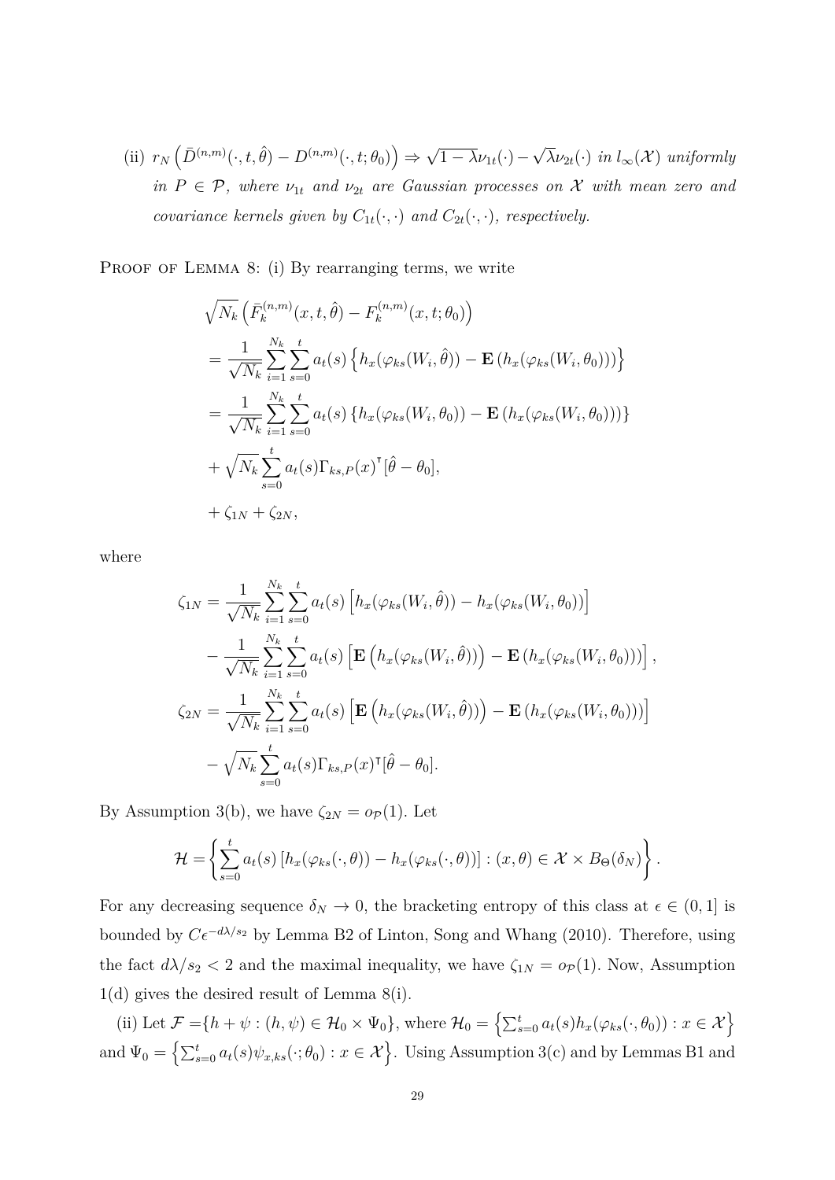(ii) $r_N\left(\bar{D}^{(n,m)}(\cdot,t,\hat{\theta}) - D^{(n,m)}(\cdot,t;\theta_0)\right) \Rightarrow \sqrt{1-\lambda}\nu_{1t}(\cdot) - \sqrt{\lambda}\nu_{2t}(\cdot)$ *in* $l_\infty(\mathcal{X})$ *uniformly in* $P \in \mathcal{P}$*, where* $\nu_{1t}$ *and* $\nu_{2t}$ *are Gaussian processes on* $\mathcal{X}$ *with mean zero and covariance kernels given by* $C_{1t}(\cdot,\cdot)$ *and* $C_{2t}(\cdot,\cdot)$*, respectively.*

PROOF OF LEMMA 8: (i) By rearranging terms, we write

$$
\begin{aligned}
&\sqrt{N_k}\left(\bar{F}_k^{(n,m)}(x,t,\hat{\theta}) - F_k^{(n,m)}(x,t;\theta_0)\right) \\
&= \frac{1}{\sqrt{N_k}}\sum_{i=1}^{N_k}\sum_{s=0}^{t} a_t(s)\left\{h_x(\varphi_{ks}(W_i,\hat{\theta})) - \mathbf{E}\left(h_x(\varphi_{ks}(W_i,\theta_0))\right)\right\} \\
&= \frac{1}{\sqrt{N_k}}\sum_{i=1}^{N_k}\sum_{s=0}^{t} a_t(s)\left\{h_x(\varphi_{ks}(W_i,\theta_0)) - \mathbf{E}\left(h_x(\varphi_{ks}(W_i,\theta_0))\right)\right\} \\
&+ \sqrt{N_k}\sum_{s=0}^{t} a_t(s)\Gamma_{ks,P}(x)^\intercal[\hat{\theta}-\theta_0], \\
&+ \zeta_{1N} + \zeta_{2N},
\end{aligned}
$$

where

$$
\begin{aligned}
\zeta_{1N} &= \frac{1}{\sqrt{N_k}}\sum_{i=1}^{N_k}\sum_{s=0}^{t} a_t(s)\left[h_x(\varphi_{ks}(W_i,\hat{\theta})) - h_x(\varphi_{ks}(W_i,\theta_0))\right] \\
&- \frac{1}{\sqrt{N_k}}\sum_{i=1}^{N_k}\sum_{s=0}^{t} a_t(s)\left[\mathbf{E}\left(h_x(\varphi_{ks}(W_i,\hat{\theta}))\right) - \mathbf{E}\left(h_x(\varphi_{ks}(W_i,\theta_0))\right)\right], \\
\zeta_{2N} &= \frac{1}{\sqrt{N_k}}\sum_{i=1}^{N_k}\sum_{s=0}^{t} a_t(s)\left[\mathbf{E}\left(h_x(\varphi_{ks}(W_i,\hat{\theta}))\right) - \mathbf{E}\left(h_x(\varphi_{ks}(W_i,\theta_0))\right)\right] \\
&- \sqrt{N_k}\sum_{s=0}^{t} a_t(s)\Gamma_{ks,P}(x)^\intercal[\hat{\theta}-\theta_0].
\end{aligned}
$$

By Assumption 3(b), we have $\zeta_{2N} = o_{\mathcal{P}}(1)$. Let

$$
\mathcal{H} = \left\{\sum_{s=0}^{t} a_t(s)\left[h_x(\varphi_{ks}(\cdot,\theta)) - h_x(\varphi_{ks}(\cdot,\theta))\right] : (x,\theta) \in \mathcal{X}\times B_\Theta(\delta_N)\right\}.
$$

For any decreasing sequence $\delta_N \to 0$, the bracketing entropy of this class at $\epsilon \in (0,1]$ is bounded by $C\epsilon^{-d\lambda/s_2}$ by Lemma B2 of Linton, Song and Whang (2010). Therefore, using the fact $d\lambda/s_2 < 2$ and the maximal inequality, we have $\zeta_{1N} = o_{\mathcal{P}}(1)$. Now, Assumption 1(d) gives the desired result of Lemma 8(i).

(ii) Let $\mathcal{F} = \{h + \psi : (h,\psi) \in \mathcal{H}_0 \times \Psi_0\}$, where $\mathcal{H}_0 = \left\{\sum_{s=0}^{t} a_t(s)h_x(\varphi_{ks}(\cdot,\theta_0)) : x \in \mathcal{X}\right\}$ and $\Psi_0 = \left\{\sum_{s=0}^{t} a_t(s)\psi_{x,ks}(\cdot;\theta_0) : x \in \mathcal{X}\right\}$. Using Assumption 3(c) and by Lemmas B1 and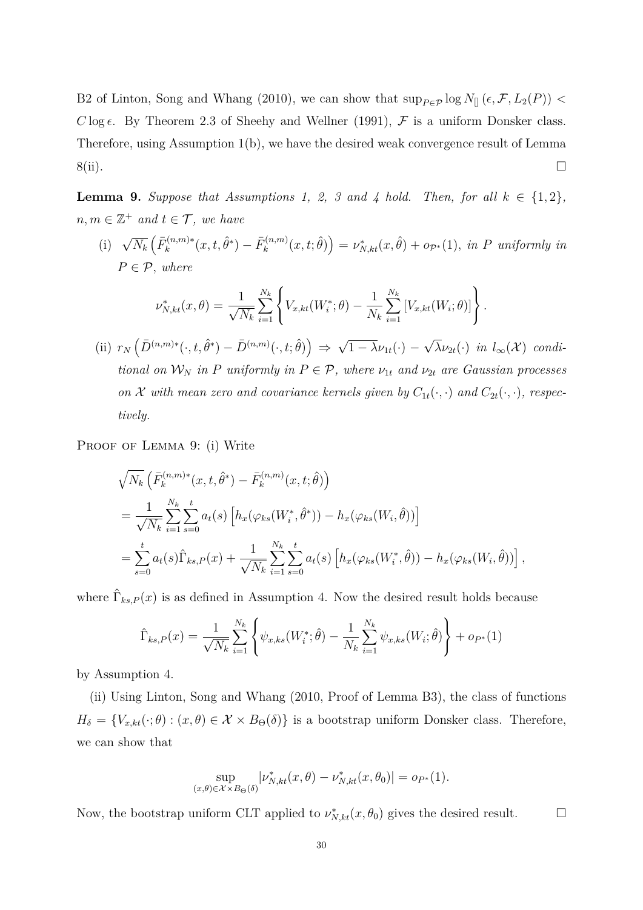B2 of Linton, Song and Whang (2010), we can show that $\sup_{P\in\mathcal{P}} \log N_{[]}(\epsilon, \mathcal{F}, L_2(P)) < C\log\epsilon$. By Theorem 2.3 of Sheehy and Wellner (1991), $\mathcal{F}$ is a uniform Donsker class. Therefore, using Assumption 1(b), we have the desired weak convergence result of Lemma 8(ii). $\square$

**Lemma 9.** *Suppose that Assumptions 1, 2, 3 and 4 hold. Then, for all $k \in \{1, 2\}$, $n, m \in \mathbb{Z}^+$ and $t \in \mathcal{T}$, we have*

(i) $\sqrt{N_k}\left(\bar{F}_k^{(n,m)*}(x, t, \hat{\theta}^*) - \bar{F}_k^{(n,m)}(x, t; \hat{\theta})\right) = \nu_{N,kt}^*(x, \hat{\theta}) + o_{\mathcal{P}^*}(1)$, *in $P$ uniformly in $P \in \mathcal{P}$, where*

$$\nu_{N,kt}^*(x, \theta) = \frac{1}{\sqrt{N_k}} \sum_{i=1}^{N_k} \left\{ V_{x,kt}(W_i^*; \theta) - \frac{1}{N_k} \sum_{i=1}^{N_k} \left[V_{x,kt}(W_i; \theta)\right] \right\}.$$

(ii) $r_N\left(\bar{D}^{(n,m)*}(\cdot, t, \hat{\theta}^*) - \bar{D}^{(n,m)}(\cdot, t; \hat{\theta})\right) \Rightarrow \sqrt{1-\lambda}\nu_{1t}(\cdot) - \sqrt{\lambda}\nu_{2t}(\cdot)$ *in $l_\infty(\mathcal{X})$ conditional on $\mathcal{W}_N$ in $P$ uniformly in $P \in \mathcal{P}$, where $\nu_{1t}$ and $\nu_{2t}$ are Gaussian processes on $\mathcal{X}$ with mean zero and covariance kernels given by $C_{1t}(\cdot, \cdot)$ and $C_{2t}(\cdot, \cdot)$, respectively.*

Proof of Lemma 9: (i) Write

$$\begin{aligned}
&\sqrt{N_k}\left(\bar{F}_k^{(n,m)*}(x, t, \hat{\theta}^*) - \bar{F}_k^{(n,m)}(x, t; \hat{\theta})\right) \\
&= \frac{1}{\sqrt{N_k}} \sum_{i=1}^{N_k} \sum_{s=0}^{t} a_t(s) \left[h_x(\varphi_{ks}(W_i^*, \hat{\theta}^*)) - h_x(\varphi_{ks}(W_i, \hat{\theta}))\right] \\
&= \sum_{s=0}^{t} a_t(s) \hat{\Gamma}_{ks,P}(x) + \frac{1}{\sqrt{N_k}} \sum_{i=1}^{N_k} \sum_{s=0}^{t} a_t(s) \left[h_x(\varphi_{ks}(W_i^*, \hat{\theta})) - h_x(\varphi_{ks}(W_i, \hat{\theta}))\right],
\end{aligned}$$

where $\hat{\Gamma}_{ks,P}(x)$ is as defined in Assumption 4. Now the desired result holds because

$$\hat{\Gamma}_{ks,P}(x) = \frac{1}{\sqrt{N_k}} \sum_{i=1}^{N_k} \left\{ \psi_{x,ks}(W_i^*; \hat{\theta}) - \frac{1}{N_k} \sum_{i=1}^{N_k} \psi_{x,ks}(W_i; \hat{\theta}) \right\} + o_{P^*}(1)$$

by Assumption 4.

(ii) Using Linton, Song and Whang (2010, Proof of Lemma B3), the class of functions $H_\delta = \{V_{x,kt}(\cdot; \theta) : (x, \theta) \in \mathcal{X} \times B_\Theta(\delta)\}$ is a bootstrap uniform Donsker class. Therefore, we can show that

$$\sup_{(x,\theta)\in\mathcal{X}\times B_\Theta(\delta)} |\nu_{N,kt}^*(x, \theta) - \nu_{N,kt}^*(x, \theta_0)| = o_{P^*}(1).$$

Now, the bootstrap uniform CLT applied to $\nu_{N,kt}^*(x, \theta_0)$ gives the desired result. $\square$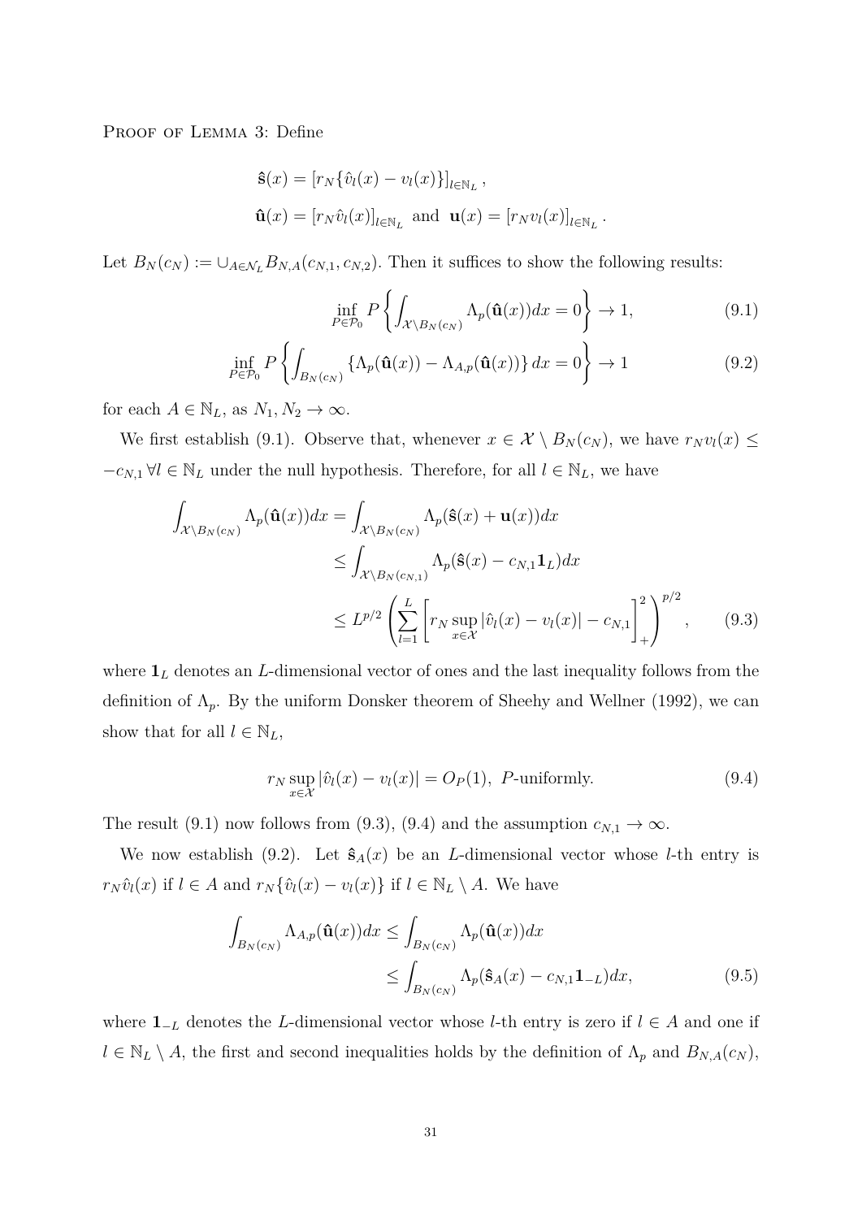Proof of Lemma 3: Define

$$
\begin{aligned}
&\hat{\mathbf{s}}(x) = \left[ r_N\{\hat{v}_l(x) - v_l(x)\}\right]_{l\in\mathbb{N}_L},\\
&\hat{\mathbf{u}}(x) = \left[ r_N \hat{v}_l(x)\right]_{l\in\mathbb{N}_L} \text{ and } \mathbf{u}(x) = \left[ r_N v_l(x)\right]_{l\in\mathbb{N}_L}.
\end{aligned}
$$

Let $B_N(c_N) := \cup_{A\in\mathcal{N}_L} B_{N,A}(c_{N,1}, c_{N,2})$. Then it suffices to show the following results:

$$
\inf_{P\in\mathcal{P}_0} P\left\{ \int_{\mathcal{X}\setminus B_N(c_N)} \Lambda_p(\hat{\mathbf{u}}(x))dx = 0 \right\} \to 1, \tag{9.1}
$$

$$
\inf_{P\in\mathcal{P}_0} P\left\{ \int_{B_N(c_N)} \left\{ \Lambda_p(\hat{\mathbf{u}}(x)) - \Lambda_{A,p}(\hat{\mathbf{u}}(x)) \right\} dx = 0 \right\} \to 1 \tag{9.2}
$$

for each $A \in \mathbb{N}_L$, as $N_1, N_2 \to \infty$.

We first establish (9.1). Observe that, whenever $x \in \mathcal{X}\setminus B_N(c_N)$, we have $r_N v_l(x) \leq -c_{N,1}\,\forall l \in \mathbb{N}_L$ under the null hypothesis. Therefore, for all $l \in \mathbb{N}_L$, we have

$$
\begin{aligned}
\int_{\mathcal{X}\setminus B_N(c_N)} \Lambda_p(\hat{\mathbf{u}}(x))dx &= \int_{\mathcal{X}\setminus B_N(c_N)} \Lambda_p(\hat{\mathbf{s}}(x) + \mathbf{u}(x))dx \\
&\leq \int_{\mathcal{X}\setminus B_N(c_{N,1})} \Lambda_p(\hat{\mathbf{s}}(x) - c_{N,1}\mathbf{1}_L)dx \\
&\leq L^{p/2}\left( \sum_{l=1}^{L} \left[ r_N \sup_{x\in\mathcal{X}} |\hat{v}_l(x) - v_l(x)| - c_{N,1} \right]_+^2 \right)^{p/2},
\end{aligned} \tag{9.3}
$$

where $\mathbf{1}_L$ denotes an $L$-dimensional vector of ones and the last inequality follows from the definition of $\Lambda_p$. By the uniform Donsker theorem of Sheehy and Wellner (1992), we can show that for all $l \in \mathbb{N}_L$,

$$
r_N \sup_{x\in\mathcal{X}} |\hat{v}_l(x) - v_l(x)| = O_P(1),\ P\text{-uniformly}. \tag{9.4}
$$

The result (9.1) now follows from (9.3), (9.4) and the assumption $c_{N,1} \to \infty$.

We now establish (9.2). Let $\hat{\mathbf{s}}_A(x)$ be an $L$-dimensional vector whose $l$-th entry is $r_N \hat{v}_l(x)$ if $l \in A$ and $r_N\{\hat{v}_l(x) - v_l(x)\}$ if $l \in \mathbb{N}_L \setminus A$. We have

$$
\begin{aligned}
\int_{B_N(c_N)} \Lambda_{A,p}(\hat{\mathbf{u}}(x))dx &\leq \int_{B_N(c_N)} \Lambda_p(\hat{\mathbf{u}}(x))dx \\
&\leq \int_{B_N(c_N)} \Lambda_p(\hat{\mathbf{s}}_A(x) - c_{N,1}\mathbf{1}_{-L})dx,
\end{aligned} \tag{9.5}
$$

where $\mathbf{1}_{-L}$ denotes the $L$-dimensional vector whose $l$-th entry is zero if $l \in A$ and one if $l \in \mathbb{N}_L \setminus A$, the first and second inequalities holds by the definition of $\Lambda_p$ and $B_{N,A}(c_N)$,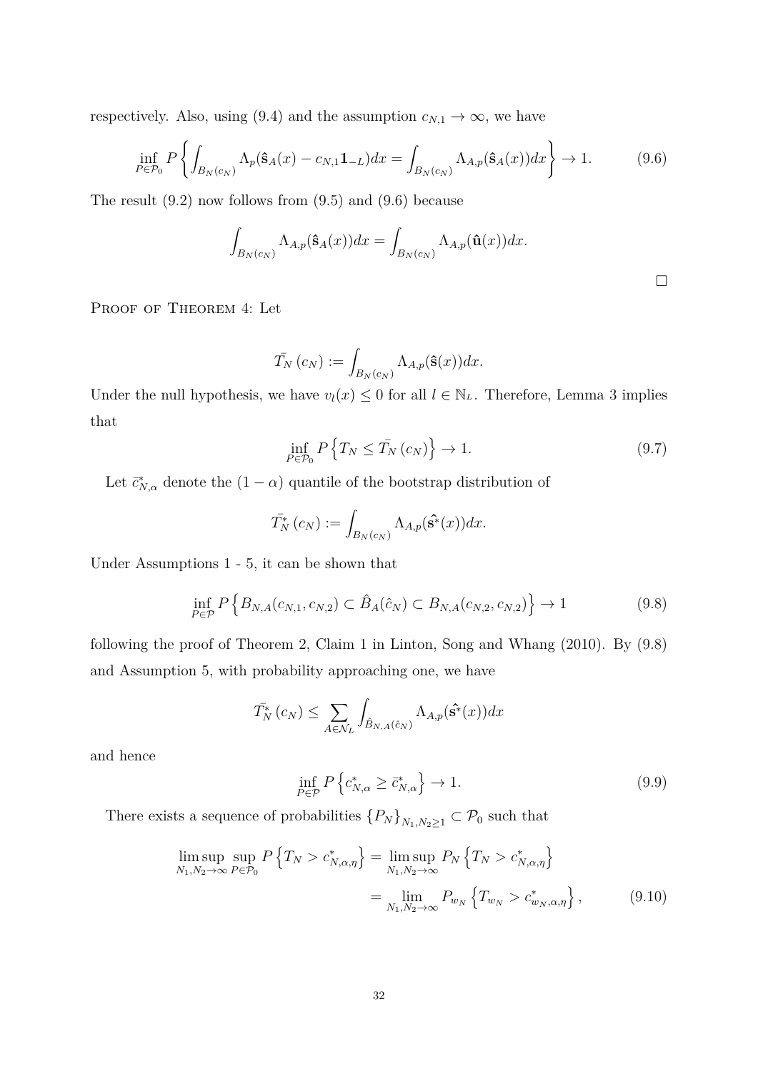respectively. Also, using (9.4) and the assumption $c_{N,1} \to \infty$, we have

$$\inf_{P \in \mathcal{P}_0} P\left\{ \int_{B_N(c_N)} \Lambda_p(\hat{\mathbf{s}}_A(x) - c_{N,1}\mathbf{1}_{-L})dx = \int_{B_N(c_N)} \Lambda_{A,p}(\hat{\mathbf{s}}_A(x))dx \right\} \to 1. \tag{9.6}$$

The result (9.2) now follows from (9.5) and (9.6) because

$$\int_{B_N(c_N)} \Lambda_{A,p}(\hat{\mathbf{s}}_A(x))dx = \int_{B_N(c_N)} \Lambda_{A,p}(\hat{\mathbf{u}}(x))dx.$$

$\square$

Proof of Theorem 4: Let

$$\bar{T_N}(c_N) := \int_{B_N(c_N)} \Lambda_{A,p}(\hat{\mathbf{s}}(x))dx.$$

Under the null hypothesis, we have $v_l(x) \leq 0$ for all $l \in \mathbb{N}_L$. Therefore, Lemma 3 implies that

$$\inf_{P \in \mathcal{P}_0} P\left\{ T_N \leq \bar{T_N}(c_N) \right\} \to 1. \tag{9.7}$$

Let $\bar{c}^*_{N,\alpha}$ denote the $(1-\alpha)$ quantile of the bootstrap distribution of

$$\bar{T}^*_N(c_N) := \int_{B_N(c_N)} \Lambda_{A,p}(\hat{\mathbf{s}}^*(x))dx.$$

Under Assumptions 1 - 5, it can be shown that

$$\inf_{P \in \mathcal{P}} P\left\{ B_{N,A}(c_{N,1}, c_{N,2}) \subset \hat{B}_A(\hat{c}_N) \subset B_{N,A}(c_{N,2}, c_{N,2}) \right\} \to 1 \tag{9.8}$$

following the proof of Theorem 2, Claim 1 in Linton, Song and Whang (2010). By (9.8) and Assumption 5, with probability approaching one, we have

$$\bar{T}^*_N(c_N) \leq \sum_{A \in \mathcal{N}_L} \int_{\hat{B}_{N,A}(\hat{c}_N)} \Lambda_{A,p}(\hat{\mathbf{s}}^*(x))dx$$

and hence

$$\inf_{P \in \mathcal{P}} P\left\{ c^*_{N,\alpha} \geq \bar{c}^*_{N,\alpha} \right\} \to 1. \tag{9.9}$$

There exists a sequence of probabilities $\{P_N\}_{N_1,N_2 \geq 1} \subset \mathcal{P}_0$ such that

$$\begin{aligned}
\limsup_{N_1,N_2 \to \infty} \sup_{P \in \mathcal{P}_0} P\left\{ T_N > c^*_{N,\alpha,\eta} \right\} &= \limsup_{N_1,N_2 \to \infty} P_N\left\{ T_N > c^*_{N,\alpha,\eta} \right\} \\
&= \lim_{N_1,N_2 \to \infty} P_{w_N}\left\{ T_{w_N} > c^*_{w_N,\alpha,\eta} \right\},
\end{aligned} \tag{9.10}$$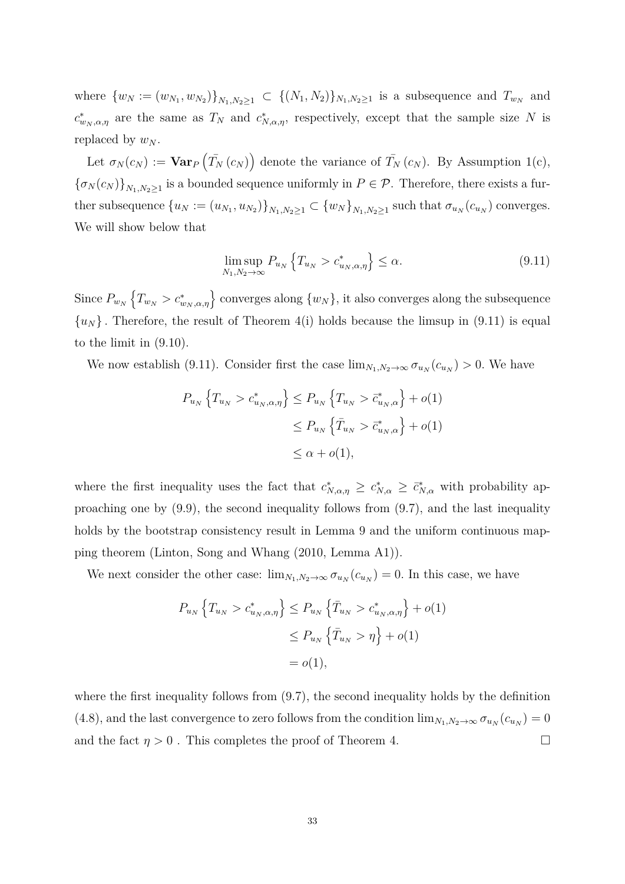where $\{w_N := (w_{N_1}, w_{N_2})\}_{N_1,N_2 \geq 1} \subset \{(N_1, N_2)\}_{N_1,N_2 \geq 1}$ is a subsequence and $T_{w_N}$ and $c^*_{w_N,\alpha,\eta}$ are the same as $T_N$ and $c^*_{N,\alpha,\eta}$, respectively, except that the sample size $N$ is replaced by $w_N$.

Let $\sigma_N(c_N) := \mathbf{Var}_P\left(\bar{T_N}(c_N)\right)$ denote the variance of $\bar{T_N}(c_N)$. By Assumption 1(c), $\{\sigma_N(c_N)\}_{N_1,N_2 \geq 1}$ is a bounded sequence uniformly in $P \in \mathcal{P}$. Therefore, there exists a further subsequence $\{u_N := (u_{N_1}, u_{N_2})\}_{N_1,N_2 \geq 1} \subset \{w_N\}_{N_1,N_2 \geq 1}$ such that $\sigma_{u_N}(c_{u_N})$ converges. We will show below that

$$\limsup_{N_1,N_2 \to \infty} P_{u_N}\left\{T_{u_N} > c^*_{u_N,\alpha,\eta}\right\} \leq \alpha. \tag{9.11}$$

Since $P_{w_N}\left\{T_{w_N} > c^*_{w_N,\alpha,\eta}\right\}$ converges along $\{w_N\}$, it also converges along the subsequence $\{u_N\}$. Therefore, the result of Theorem 4(i) holds because the limsup in (9.11) is equal to the limit in (9.10).

We now establish (9.11). Consider first the case $\lim_{N_1,N_2 \to \infty} \sigma_{u_N}(c_{u_N}) > 0$. We have

$$\begin{aligned}
P_{u_N}\left\{T_{u_N} > c^*_{u_N,\alpha,\eta}\right\} &\leq P_{u_N}\left\{T_{u_N} > \bar{c}^*_{u_N,\alpha}\right\} + o(1) \\
&\leq P_{u_N}\left\{\bar{T}_{u_N} > \bar{c}^*_{u_N,\alpha}\right\} + o(1) \\
&\leq \alpha + o(1),
\end{aligned}$$

where the first inequality uses the fact that $c^*_{N,\alpha,\eta} \geq c^*_{N,\alpha} \geq \bar{c}^*_{N,\alpha}$ with probability approaching one by (9.9), the second inequality follows from (9.7), and the last inequality holds by the bootstrap consistency result in Lemma 9 and the uniform continuous mapping theorem (Linton, Song and Whang (2010, Lemma A1)).

We next consider the other case: $\lim_{N_1,N_2 \to \infty} \sigma_{u_N}(c_{u_N}) = 0$. In this case, we have

$$\begin{aligned}
P_{u_N}\left\{T_{u_N} > c^*_{u_N,\alpha,\eta}\right\} &\leq P_{u_N}\left\{\bar{T}_{u_N} > c^*_{u_N,\alpha,\eta}\right\} + o(1) \\
&\leq P_{u_N}\left\{\bar{T}_{u_N} > \eta\right\} + o(1) \\
&= o(1),
\end{aligned}$$

where the first inequality follows from (9.7), the second inequality holds by the definition (4.8), and the last convergence to zero follows from the condition $\lim_{N_1,N_2 \to \infty} \sigma_{u_N}(c_{u_N}) = 0$ and the fact $\eta > 0$ . This completes the proof of Theorem 4. $\square$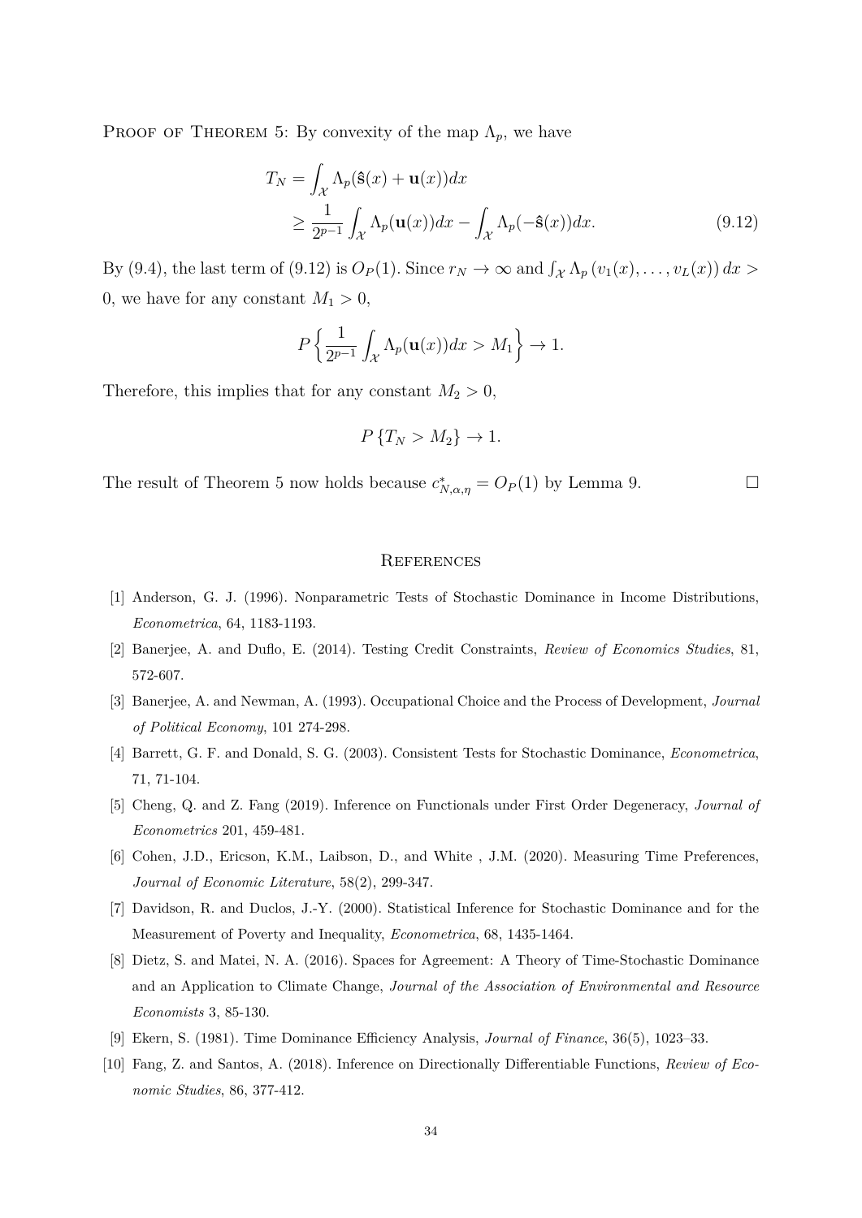PROOF OF THEOREM 5: By convexity of the map $\Lambda_p$, we have

$$
\begin{aligned}
T_N &= \int_{\mathcal{X}} \Lambda_p(\hat{\mathbf{s}}(x) + \mathbf{u}(x))dx \\
&\geq \frac{1}{2^{p-1}} \int_{\mathcal{X}} \Lambda_p(\mathbf{u}(x))dx - \int_{\mathcal{X}} \Lambda_p(-\hat{\mathbf{s}}(x))dx. \qquad (9.12)
\end{aligned}
$$

By (9.4), the last term of (9.12) is $O_P(1)$. Since $r_N \to \infty$ and $\int_{\mathcal{X}} \Lambda_p (v_1(x), \ldots, v_L(x))\, dx > 0$, we have for any constant $M_1 > 0$,

$$
P\left\{ \frac{1}{2^{p-1}} \int_{\mathcal{X}} \Lambda_p(\mathbf{u}(x))dx > M_1 \right\} \to 1.
$$

Therefore, this implies that for any constant $M_2 > 0$,

$$
P\left\{ T_N > M_2 \right\} \to 1.
$$

The result of Theorem 5 now holds because $c^*_{N,\alpha,\eta} = O_P(1)$ by Lemma 9. $\square$

## References

[1] Anderson, G. J. (1996). Nonparametric Tests of Stochastic Dominance in Income Distributions, *Econometrica*, 64, 1183-1193.

[2] Banerjee, A. and Duflo, E. (2014). Testing Credit Constraints, *Review of Economics Studies*, 81, 572-607.

[3] Banerjee, A. and Newman, A. (1993). Occupational Choice and the Process of Development, *Journal of Political Economy*, 101 274-298.

[4] Barrett, G. F. and Donald, S. G. (2003). Consistent Tests for Stochastic Dominance, *Econometrica*, 71, 71-104.

[5] Cheng, Q. and Z. Fang (2019). Inference on Functionals under First Order Degeneracy, *Journal of Econometrics* 201, 459-481.

[6] Cohen, J.D., Ericson, K.M., Laibson, D., and White , J.M. (2020). Measuring Time Preferences, *Journal of Economic Literature*, 58(2), 299-347.

[7] Davidson, R. and Duclos, J.-Y. (2000). Statistical Inference for Stochastic Dominance and for the Measurement of Poverty and Inequality, *Econometrica*, 68, 1435-1464.

[8] Dietz, S. and Matei, N. A. (2016). Spaces for Agreement: A Theory of Time-Stochastic Dominance and an Application to Climate Change, *Journal of the Association of Environmental and Resource Economists* 3, 85-130.

[9] Ekern, S. (1981). Time Dominance Efficiency Analysis, *Journal of Finance*, 36(5), 1023–33.

[10] Fang, Z. and Santos, A. (2018). Inference on Directionally Differentiable Functions, *Review of Economic Studies*, 86, 377-412.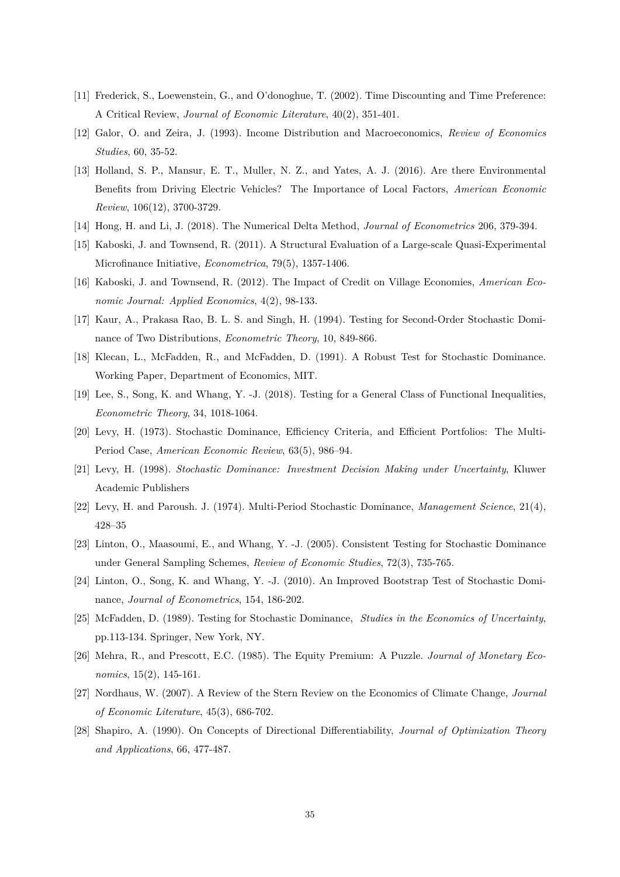[11] Frederick, S., Loewenstein, G., and O'donoghue, T. (2002). Time Discounting and Time Preference: A Critical Review, *Journal of Economic Literature*, 40(2), 351-401.

[12] Galor, O. and Zeira, J. (1993). Income Distribution and Macroeconomics, *Review of Economics Studies*, 60, 35-52.

[13] Holland, S. P., Mansur, E. T., Muller, N. Z., and Yates, A. J. (2016). Are there Environmental Benefits from Driving Electric Vehicles? The Importance of Local Factors, *American Economic Review*, 106(12), 3700-3729.

[14] Hong, H. and Li, J. (2018). The Numerical Delta Method, *Journal of Econometrics* 206, 379-394.

[15] Kaboski, J. and Townsend, R. (2011). A Structural Evaluation of a Large-scale Quasi-Experimental Microfinance Initiative, *Econometrica*, 79(5), 1357-1406.

[16] Kaboski, J. and Townsend, R. (2012). The Impact of Credit on Village Economies, *American Economic Journal: Applied Economics*, 4(2), 98-133.

[17] Kaur, A., Prakasa Rao, B. L. S. and Singh, H. (1994). Testing for Second-Order Stochastic Dominance of Two Distributions, *Econometric Theory*, 10, 849-866.

[18] Klecan, L., McFadden, R., and McFadden, D. (1991). A Robust Test for Stochastic Dominance. Working Paper, Department of Economics, MIT.

[19] Lee, S., Song, K. and Whang, Y. -J. (2018). Testing for a General Class of Functional Inequalities, *Econometric Theory*, 34, 1018-1064.

[20] Levy, H. (1973). Stochastic Dominance, Efficiency Criteria, and Efficient Portfolios: The Multi-Period Case, *American Economic Review*, 63(5), 986–94.

[21] Levy, H. (1998). *Stochastic Dominance: Investment Decision Making under Uncertainty*, Kluwer Academic Publishers

[22] Levy, H. and Paroush. J. (1974). Multi-Period Stochastic Dominance, *Management Science*, 21(4), 428–35

[23] Linton, O., Maasoumi, E., and Whang, Y. -J. (2005). Consistent Testing for Stochastic Dominance under General Sampling Schemes, *Review of Economic Studies*, 72(3), 735-765.

[24] Linton, O., Song, K. and Whang, Y. -J. (2010). An Improved Bootstrap Test of Stochastic Dominance, *Journal of Econometrics*, 154, 186-202.

[25] McFadden, D. (1989). Testing for Stochastic Dominance, *Studies in the Economics of Uncertainty*, pp.113-134. Springer, New York, NY.

[26] Mehra, R., and Prescott, E.C. (1985). The Equity Premium: A Puzzle. *Journal of Monetary Economics*, 15(2), 145-161.

[27] Nordhaus, W. (2007). A Review of the Stern Review on the Economics of Climate Change, *Journal of Economic Literature*, 45(3), 686-702.

[28] Shapiro, A. (1990). On Concepts of Directional Differentiability, *Journal of Optimization Theory and Applications*, 66, 477-487.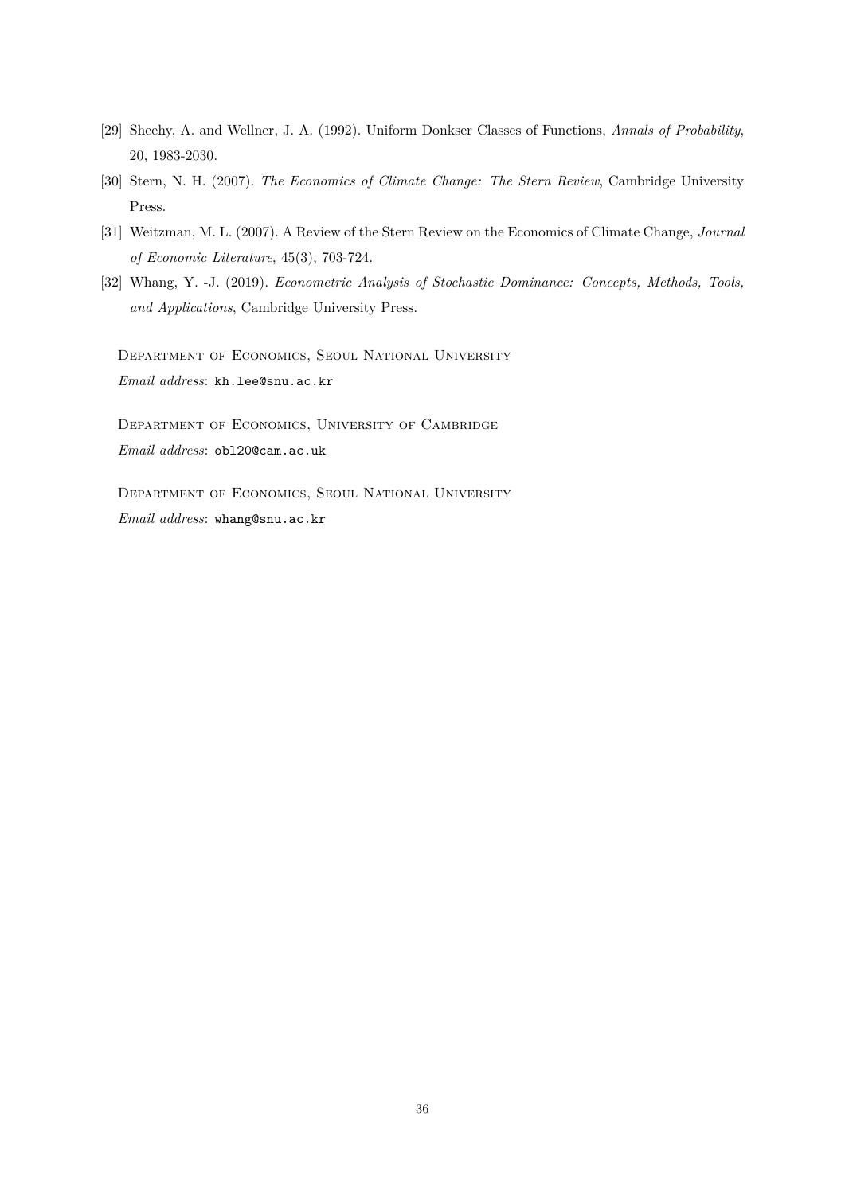[29] Sheehy, A. and Wellner, J. A. (1992). Uniform Donkser Classes of Functions, *Annals of Probability*, 20, 1983-2030.

[30] Stern, N. H. (2007). *The Economics of Climate Change: The Stern Review*, Cambridge University Press.

[31] Weitzman, M. L. (2007). A Review of the Stern Review on the Economics of Climate Change, *Journal of Economic Literature*, 45(3), 703-724.

[32] Whang, Y. -J. (2019). *Econometric Analysis of Stochastic Dominance: Concepts, Methods, Tools, and Applications*, Cambridge University Press.

Department of Economics, Seoul National University
*Email address*: `kh.lee@snu.ac.kr`

Department of Economics, University of Cambridge
*Email address*: `obl20@cam.ac.uk`

Department of Economics, Seoul National University
*Email address*: `whang@snu.ac.kr`